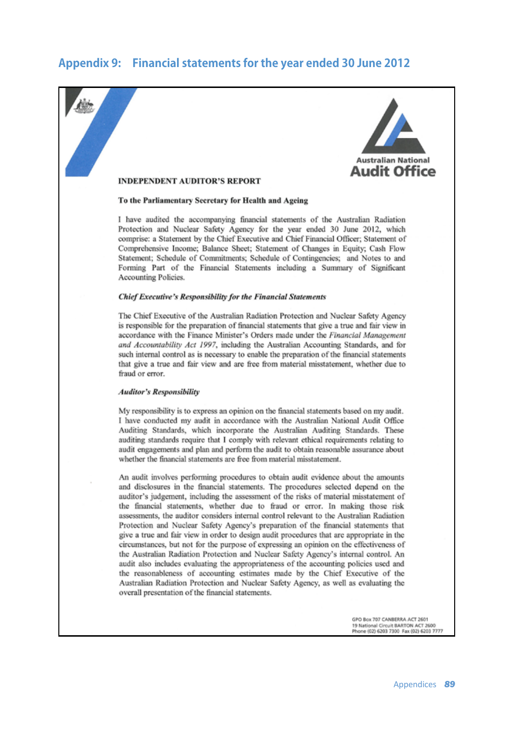# Appendix 9: Financial statements for the year ended 30 June 2012

Australian National
**Audit Office**

**INDEPENDENT AUDITOR'S REPORT**

**To the Parliamentary Secretary for Health and Ageing**

I have audited the accompanying financial statements of the Australian Radiation Protection and Nuclear Safety Agency for the year ended 30 June 2012, which comprise: a Statement by the Chief Executive and Chief Financial Officer; Statement of Comprehensive Income; Balance Sheet; Statement of Changes in Equity; Cash Flow Statement; Schedule of Commitments; Schedule of Contingencies; and Notes to and Forming Part of the Financial Statements including a Summary of Significant Accounting Policies.

***Chief Executive's Responsibility for the Financial Statements***

The Chief Executive of the Australian Radiation Protection and Nuclear Safety Agency is responsible for the preparation of financial statements that give a true and fair view in accordance with the Finance Minister's Orders made under the *Financial Management and Accountability Act 1997*, including the Australian Accounting Standards, and for such internal control as is necessary to enable the preparation of the financial statements that give a true and fair view and are free from material misstatement, whether due to fraud or error.

***Auditor's Responsibility***

My responsibility is to express an opinion on the financial statements based on my audit. I have conducted my audit in accordance with the Australian National Audit Office Auditing Standards, which incorporate the Australian Auditing Standards. These auditing standards require that I comply with relevant ethical requirements relating to audit engagements and plan and perform the audit to obtain reasonable assurance about whether the financial statements are free from material misstatement.

An audit involves performing procedures to obtain audit evidence about the amounts and disclosures in the financial statements. The procedures selected depend on the auditor's judgement, including the assessment of the risks of material misstatement of the financial statements, whether due to fraud or error. In making those risk assessments, the auditor considers internal control relevant to the Australian Radiation Protection and Nuclear Safety Agency's preparation of the financial statements that give a true and fair view in order to design audit procedures that are appropriate in the circumstances, but not for the purpose of expressing an opinion on the effectiveness of the Australian Radiation Protection and Nuclear Safety Agency's internal control. An audit also includes evaluating the appropriateness of the accounting policies used and the reasonableness of accounting estimates made by the Chief Executive of the Australian Radiation Protection and Nuclear Safety Agency, as well as evaluating the overall presentation of the financial statements.

GPO Box 707 CANBERRA ACT 2601
19 National Circuit BARTON ACT 2600
Phone (02) 6203 7300 Fax (02) 6203 7777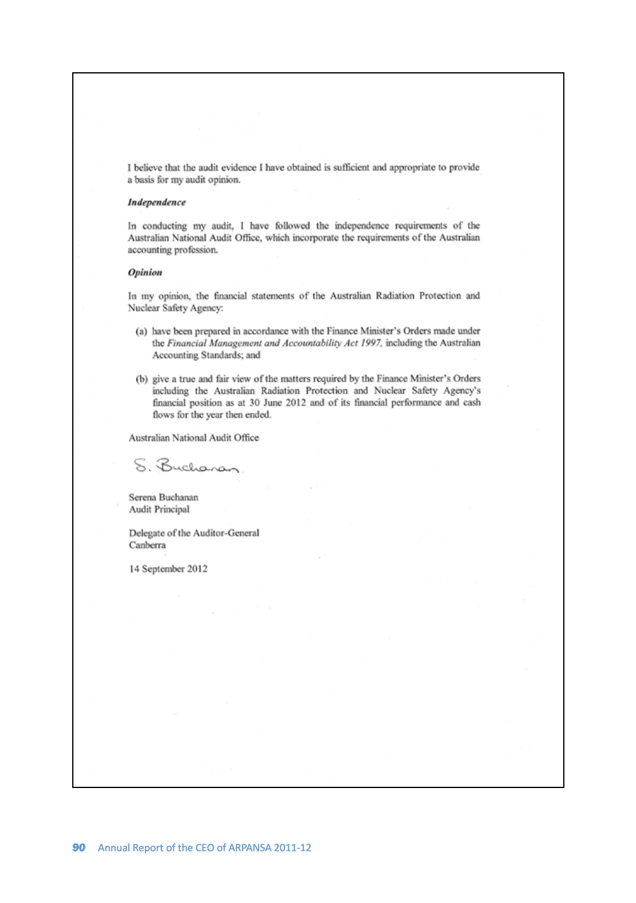I believe that the audit evidence I have obtained is sufficient and appropriate to provide a basis for my audit opinion.

***Independence***

In conducting my audit, I have followed the independence requirements of the Australian National Audit Office, which incorporate the requirements of the Australian accounting profession.

***Opinion***

In my opinion, the financial statements of the Australian Radiation Protection and Nuclear Safety Agency:

(a) have been prepared in accordance with the Finance Minister's Orders made under the *Financial Management and Accountability Act 1997*, including the Australian Accounting Standards; and

(b) give a true and fair view of the matters required by the Finance Minister's Orders including the Australian Radiation Protection and Nuclear Safety Agency's financial position as at 30 June 2012 and of its financial performance and cash flows for the year then ended.

Australian National Audit Office

S. Buchanan

Serena Buchanan
Audit Principal

Delegate of the Auditor-General
Canberra

14 September 2012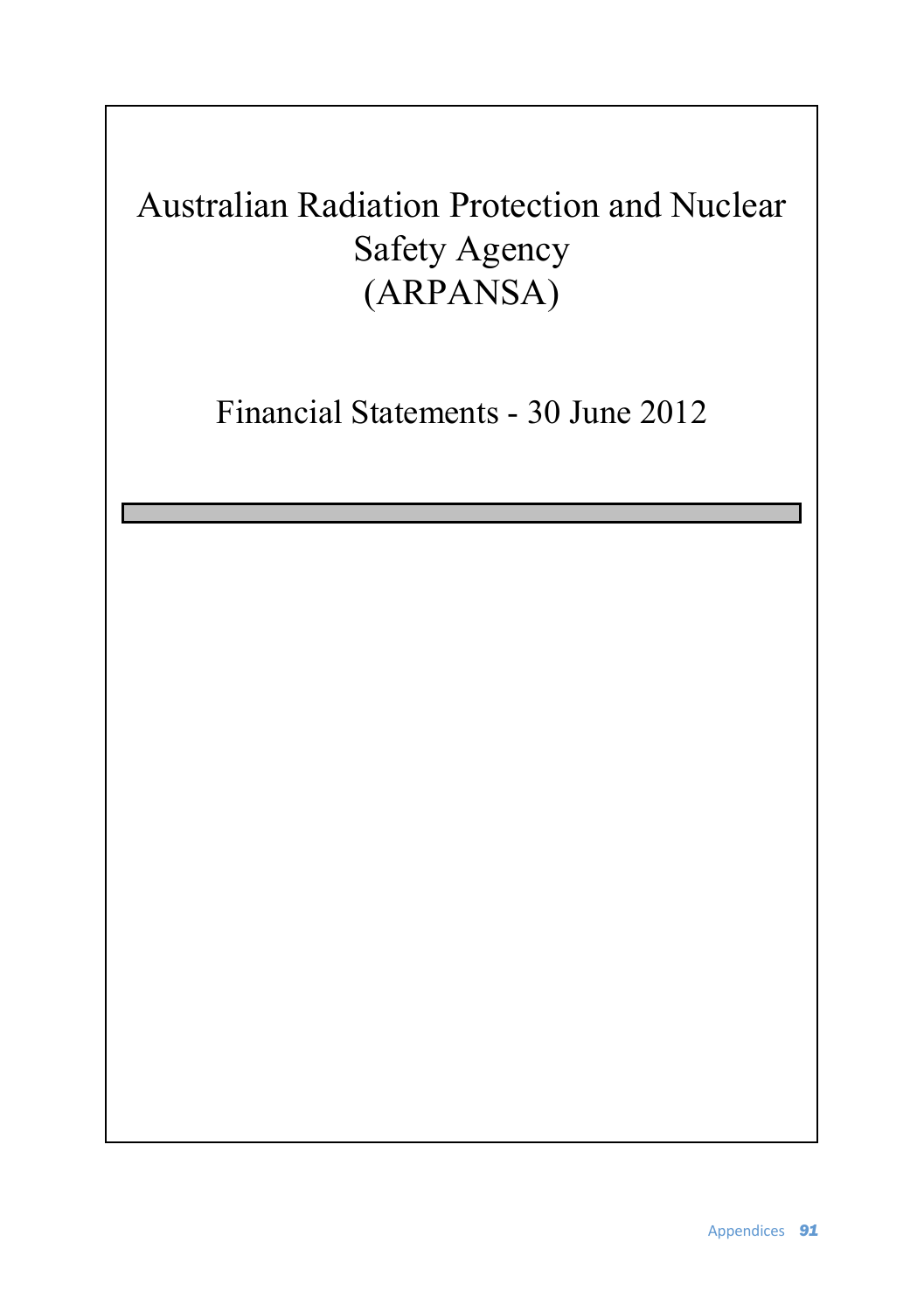# Australian Radiation Protection and Nuclear Safety Agency (ARPANSA)

## Financial Statements - 30 June 2012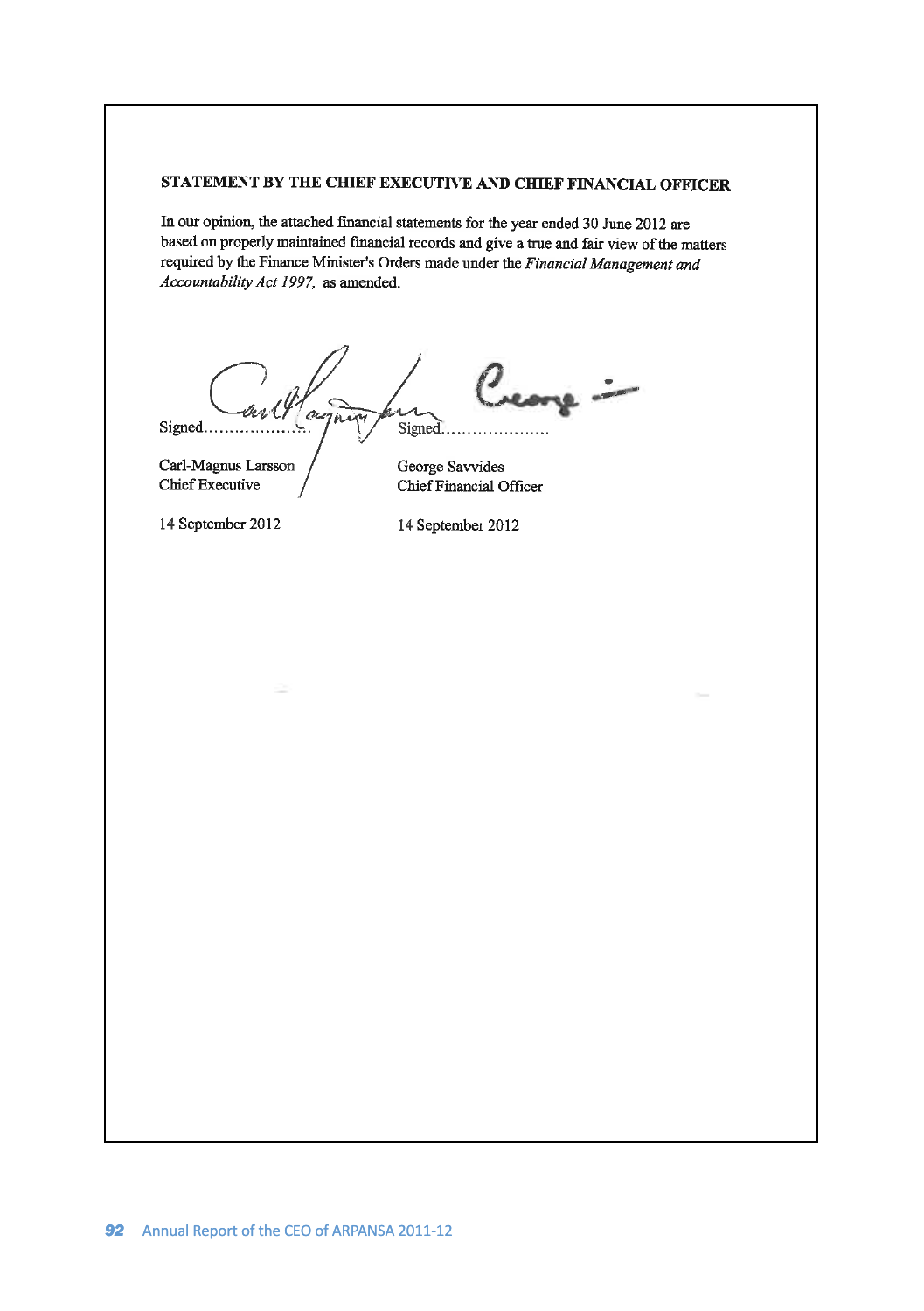## STATEMENT BY THE CHIEF EXECUTIVE AND CHIEF FINANCIAL OFFICER

In our opinion, the attached financial statements for the year ended 30 June 2012 are based on properly maintained financial records and give a true and fair view of the matters required by the Finance Minister's Orders made under the *Financial Management and Accountability Act 1997,* as amended.

| | |
|---|---|
| Signed………………… | Signed………………… |
| Carl-Magnus Larsson | George Savvides |
| Chief Executive | Chief Financial Officer |
| 14 September 2012 | 14 September 2012 |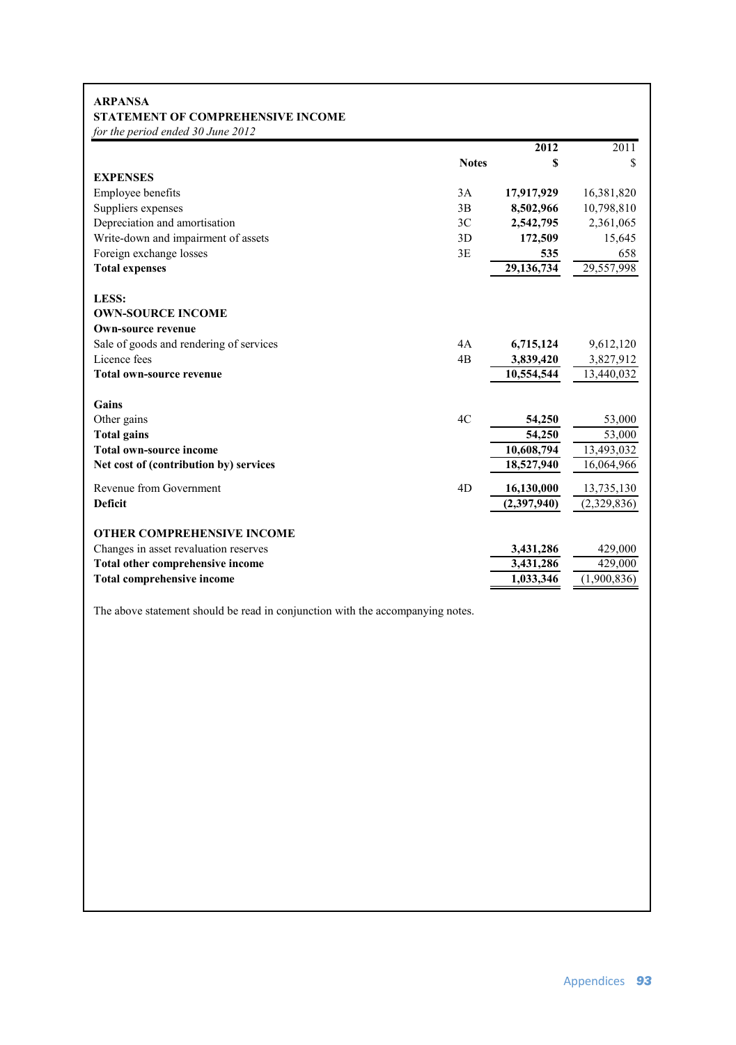**ARPANSA**

**STATEMENT OF COMPREHENSIVE INCOME**

*for the period ended 30 June 2012*

| | Notes | 2012 $ | 2011 $ |
|---|---|---|---|
| **EXPENSES** | | | |
| Employee benefits | 3A | **17,917,929** | 16,381,820 |
| Suppliers expenses | 3B | **8,502,966** | 10,798,810 |
| Depreciation and amortisation | 3C | **2,542,795** | 2,361,065 |
| Write-down and impairment of assets | 3D | **172,509** | 15,645 |
| Foreign exchange losses | 3E | **535** | 658 |
| **Total expenses** | | **29,136,734** | 29,557,998 |
| | | | |
| **LESS:** | | | |
| **OWN-SOURCE INCOME** | | | |
| **Own-source revenue** | | | |
| Sale of goods and rendering of services | 4A | **6,715,124** | 9,612,120 |
| Licence fees | 4B | **3,839,420** | 3,827,912 |
| **Total own-source revenue** | | **10,554,544** | 13,440,032 |
| | | | |
| **Gains** | | | |
| Other gains | 4C | **54,250** | 53,000 |
| **Total gains** | | **54,250** | 53,000 |
| **Total own-source income** | | **10,608,794** | 13,493,032 |
| **Net cost of (contribution by) services** | | **18,527,940** | 16,064,966 |
| | | | |
| Revenue from Government | 4D | **16,130,000** | 13,735,130 |
| **Deficit** | | **(2,397,940)** | (2,329,836) |
| | | | |
| **OTHER COMPREHENSIVE INCOME** | | | |
| Changes in asset revaluation reserves | | **3,431,286** | 429,000 |
| **Total other comprehensive income** | | **3,431,286** | 429,000 |
| **Total comprehensive income** | | **1,033,346** | (1,900,836) |

The above statement should be read in conjunction with the accompanying notes.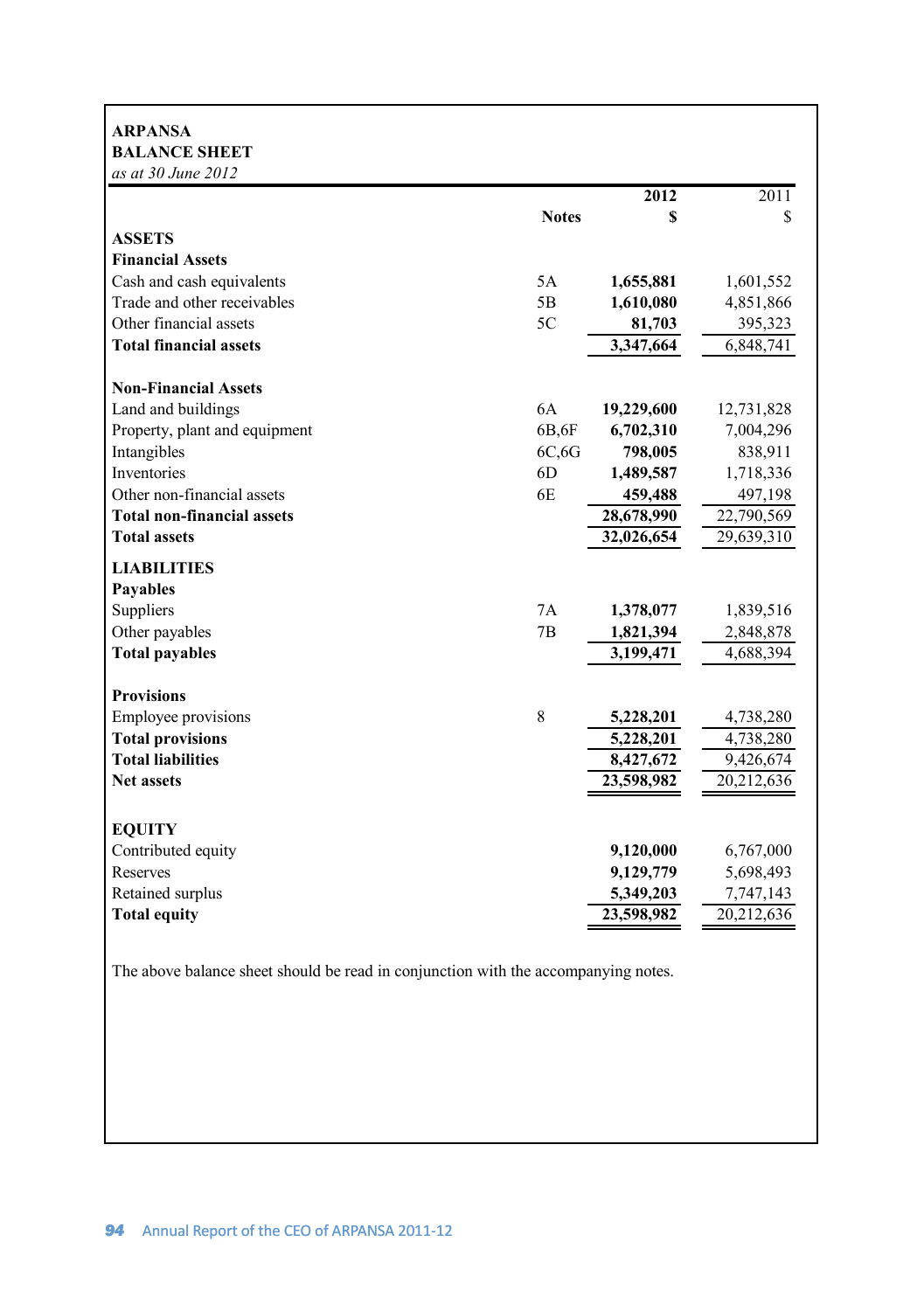**ARPANSA**
**BALANCE SHEET**
*as at 30 June 2012*

| | Notes | 2012 $ | 2011 $ |
|---|---|---|---|
| **ASSETS** | | | |
| **Financial Assets** | | | |
| Cash and cash equivalents | 5A | **1,655,881** | 1,601,552 |
| Trade and other receivables | 5B | **1,610,080** | 4,851,866 |
| Other financial assets | 5C | **81,703** | 395,323 |
| **Total financial assets** | | **3,347,664** | 6,848,741 |
| | | | |
| **Non-Financial Assets** | | | |
| Land and buildings | 6A | **19,229,600** | 12,731,828 |
| Property, plant and equipment | 6B,6F | **6,702,310** | 7,004,296 |
| Intangibles | 6C,6G | **798,005** | 838,911 |
| Inventories | 6D | **1,489,587** | 1,718,336 |
| Other non-financial assets | 6E | **459,488** | 497,198 |
| **Total non-financial assets** | | **28,678,990** | 22,790,569 |
| **Total assets** | | **32,026,654** | 29,639,310 |
| **LIABILITIES** | | | |
| **Payables** | | | |
| Suppliers | 7A | **1,378,077** | 1,839,516 |
| Other payables | 7B | **1,821,394** | 2,848,878 |
| **Total payables** | | **3,199,471** | 4,688,394 |
| | | | |
| **Provisions** | | | |
| Employee provisions | 8 | **5,228,201** | 4,738,280 |
| **Total provisions** | | **5,228,201** | 4,738,280 |
| **Total liabilities** | | **8,427,672** | 9,426,674 |
| **Net assets** | | **23,598,982** | 20,212,636 |
| | | | |
| **EQUITY** | | | |
| Contributed equity | | **9,120,000** | 6,767,000 |
| Reserves | | **9,129,779** | 5,698,493 |
| Retained surplus | | **5,349,203** | 7,747,143 |
| **Total equity** | | **23,598,982** | 20,212,636 |

The above balance sheet should be read in conjunction with the accompanying notes.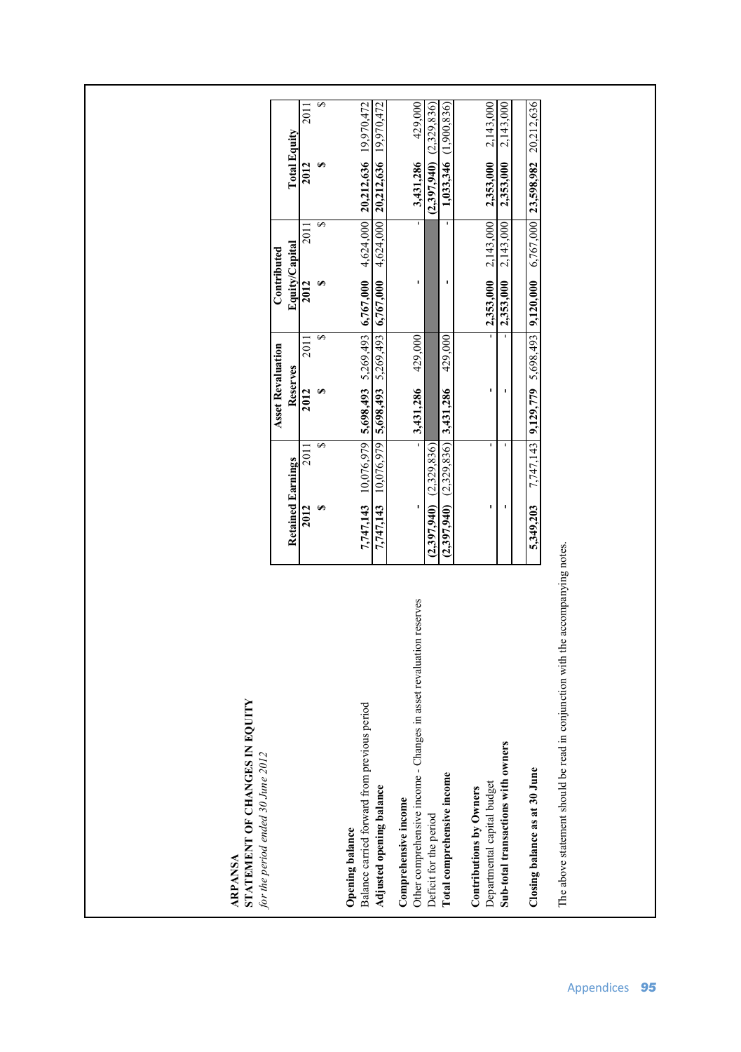**ARPANSA**
**STATEMENT OF CHANGES IN EQUITY**
*for the period ended 30 June 2012*

| | Retained Earnings | | Asset Revaluation Reserves | | Contributed Equity/Capital | | Total Equity | |
|---|---|---|---|---|---|---|---|---|
| | 2012 | 2011 | 2012 | 2011 | 2012 | 2011 | 2012 | 2011 |
| | $ | $ | $ | $ | $ | $ | $ | $ |
| **Opening balance** | | | | | | | | |
| Balance carried forward from previous period | 7,747,143 | 10,076,979 | 5,698,493 | 5,269,493 | 6,767,000 | 4,624,000 | 20,212,636 | 19,970,472 |
| **Adjusted opening balance** | 7,747,143 | 10,076,979 | 5,698,493 | 5,269,493 | 6,767,000 | 4,624,000 | 20,212,636 | 19,970,472 |
| **Comprehensive income** | | | | | | | | |
| Other comprehensive income - Changes in asset revaluation reserves | - | - | 3,431,286 | 429,000 | - | - | 3,431,286 | 429,000 |
| Deficit for the period | (2,397,940) | (2,329,836) | | | | | (2,397,940) | (2,329,836) |
| **Total comprehensive income** | (2,397,940) | (2,329,836) | 3,431,286 | 429,000 | - | - | 1,033,346 | (1,900,836) |
| **Contributions by Owners** | | | | | | | | |
| Departmental capital budget | - | - | - | - | 2,353,000 | 2,143,000 | 2,353,000 | 2,143,000 |
| **Sub-total transactions with owners** | - | - | - | - | 2,353,000 | 2,143,000 | 2,353,000 | 2,143,000 |
| **Closing balance as at 30 June** | 5,349,203 | 7,747,143 | 9,129,779 | 5,698,493 | 9,120,000 | 6,767,000 | 23,598,982 | 20,212,636 |

The above statement should be read in conjunction with the accompanying notes.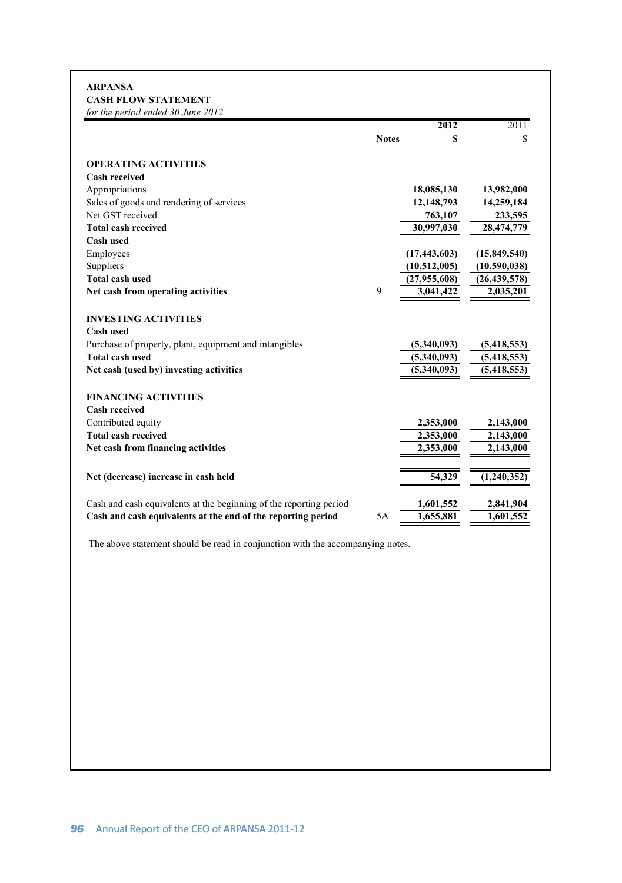**ARPANSA**

**CASH FLOW STATEMENT**

*for the period ended 30 June 2012*

| | Notes | 2012 $ | 2011 $ |
|---|---|---|---|
| **OPERATING ACTIVITIES** | | | |
| **Cash received** | | | |
| Appropriations | | **18,085,130** | **13,982,000** |
| Sales of goods and rendering of services | | **12,148,793** | **14,259,184** |
| Net GST received | | **763,107** | **233,595** |
| **Total cash received** | | **30,997,030** | **28,474,779** |
| **Cash used** | | | |
| Employees | | **(17,443,603)** | **(15,849,540)** |
| Suppliers | | **(10,512,005)** | **(10,590,038)** |
| **Total cash used** | | **(27,955,608)** | **(26,439,578)** |
| **Net cash from operating activities** | 9 | **3,041,422** | **2,035,201** |
| **INVESTING ACTIVITIES** | | | |
| **Cash used** | | | |
| Purchase of property, plant, equipment and intangibles | | **(5,340,093)** | **(5,418,553)** |
| **Total cash used** | | **(5,340,093)** | **(5,418,553)** |
| **Net cash (used by) investing activities** | | **(5,340,093)** | **(5,418,553)** |
| **FINANCING ACTIVITIES** | | | |
| **Cash received** | | | |
| Contributed equity | | **2,353,000** | **2,143,000** |
| **Total cash received** | | **2,353,000** | **2,143,000** |
| **Net cash from financing activities** | | **2,353,000** | **2,143,000** |
| **Net (decrease) increase in cash held** | | **54,329** | **(1,240,352)** |
| Cash and cash equivalents at the beginning of the reporting period | | **1,601,552** | **2,841,904** |
| **Cash and cash equivalents at the end of the reporting period** | 5A | **1,655,881** | **1,601,552** |

The above statement should be read in conjunction with the accompanying notes.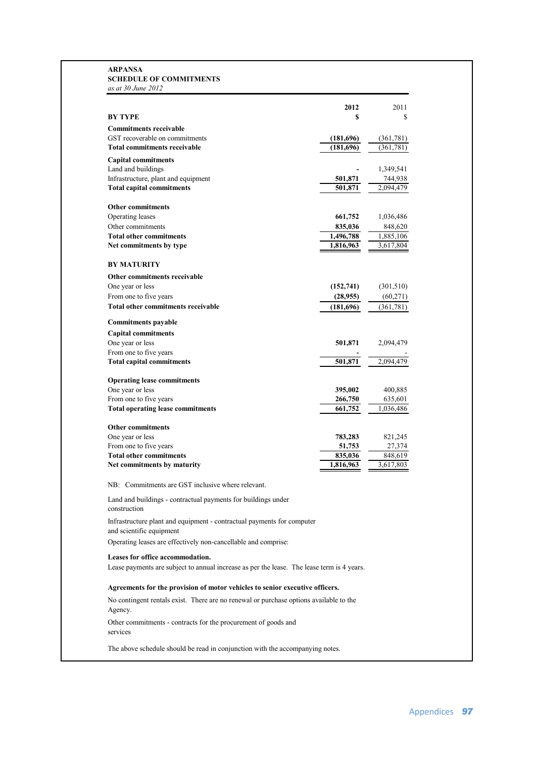**ARPANSA**
**SCHEDULE OF COMMITMENTS**
*as at 30 June 2012*

| | 2012 | 2011 |
|---|---|---|
| **BY TYPE** | **$** | $ |
| **Commitments receivable** | | |
| GST recoverable on commitments | **(181,696)** | (361,781) |
| **Total commitments receivable** | **(181,696)** | (361,781) |
| **Capital commitments** | | |
| Land and buildings | **-** | 1,349,541 |
| Infrastructure, plant and equipment | **501,871** | 744,938 |
| **Total capital commitments** | **501,871** | 2,094,479 |
| **Other commitments** | | |
| Operating leases | **661,752** | 1,036,486 |
| Other commitments | **835,036** | 848,620 |
| **Total other commitments** | **1,496,788** | 1,885,106 |
| **Net commitments by type** | **1,816,963** | 3,617,804 |
| **BY MATURITY** | | |
| **Other commitments receivable** | | |
| One year or less | **(152,741)** | (301,510) |
| From one to five years | **(28,955)** | (60,271) |
| **Total other commitments receivable** | **(181,696)** | (361,781) |
| **Commitments payable** | | |
| **Capital commitments** | | |
| One year or less | **501,871** | 2,094,479 |
| From one to five years | **-** | - |
| **Total capital commitments** | **501,871** | 2,094,479 |
| **Operating lease commitments** | | |
| One year or less | **395,002** | 400,885 |
| From one to five years | **266,750** | 635,601 |
| **Total operating lease commitments** | **661,752** | 1,036,486 |
| **Other commitments** | | |
| One year or less | **783,283** | 821,245 |
| From one to five years | **51,753** | 27,374 |
| **Total other commitments** | **835,036** | 848,619 |
| **Net commitments by maturity** | **1,816,963** | 3,617,803 |

NB: Commitments are GST inclusive where relevant.

Land and buildings - contractual payments for buildings under construction

Infrastructure plant and equipment - contractual payments for computer and scientific equipment

Operating leases are effectively non-cancellable and comprise:

**Leases for office accommodation.**

Lease payments are subject to annual increase as per the lease. The lease term is 4 years.

**Agreements for the provision of motor vehicles to senior executive officers.**

No contingent rentals exist. There are no renewal or purchase options available to the Agency.

Other commitments - contracts for the procurement of goods and services

The above schedule should be read in conjunction with the accompanying notes.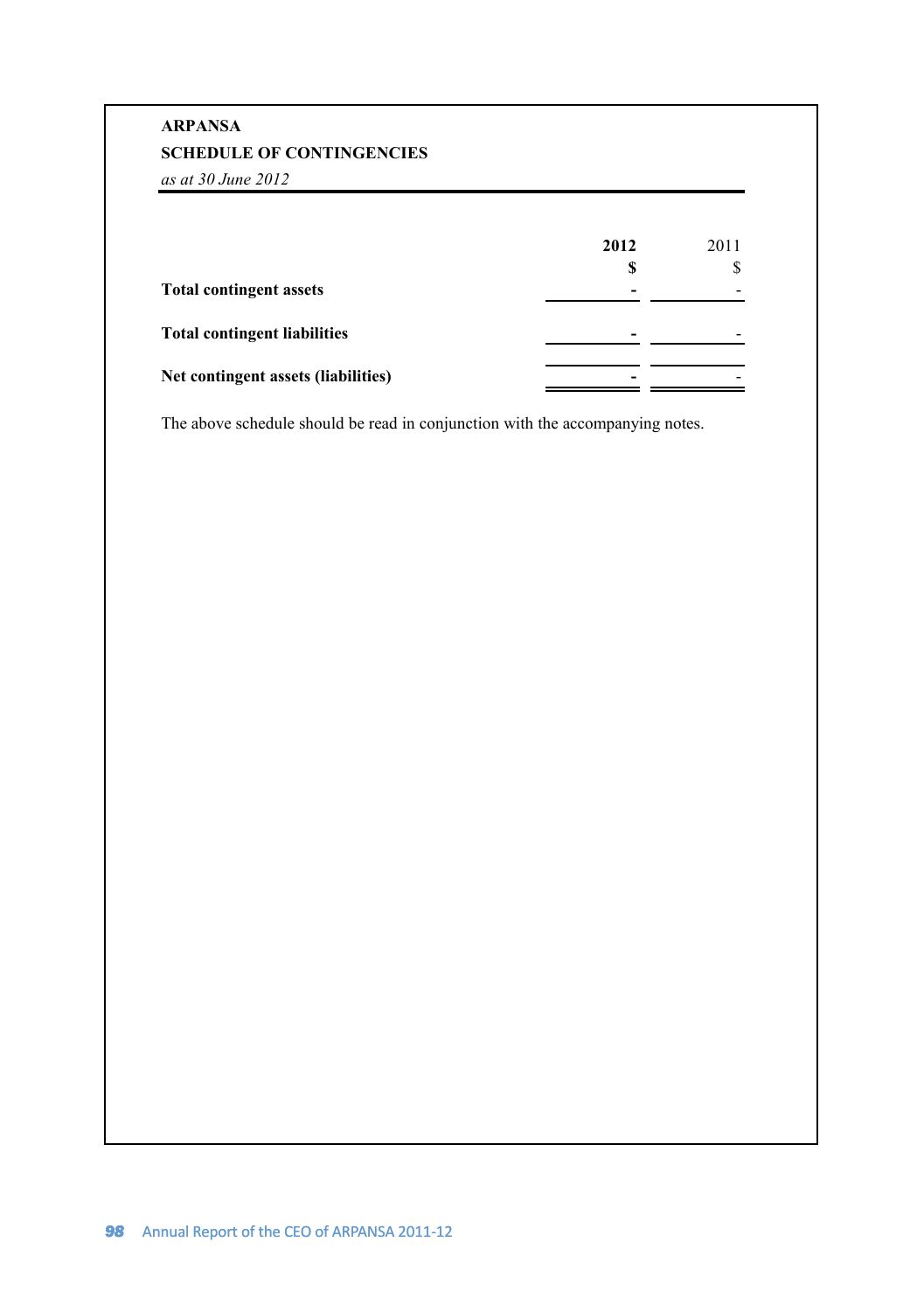**ARPANSA**

**SCHEDULE OF CONTINGENCIES**

*as at 30 June 2012*

| | **2012** | 2011 |
| --- | --- | --- |
| | **$** | $ |
| **Total contingent assets** | **-** | - |
| **Total contingent liabilities** | **-** | - |
| **Net contingent assets (liabilities)** | **-** | - |

The above schedule should be read in conjunction with the accompanying notes.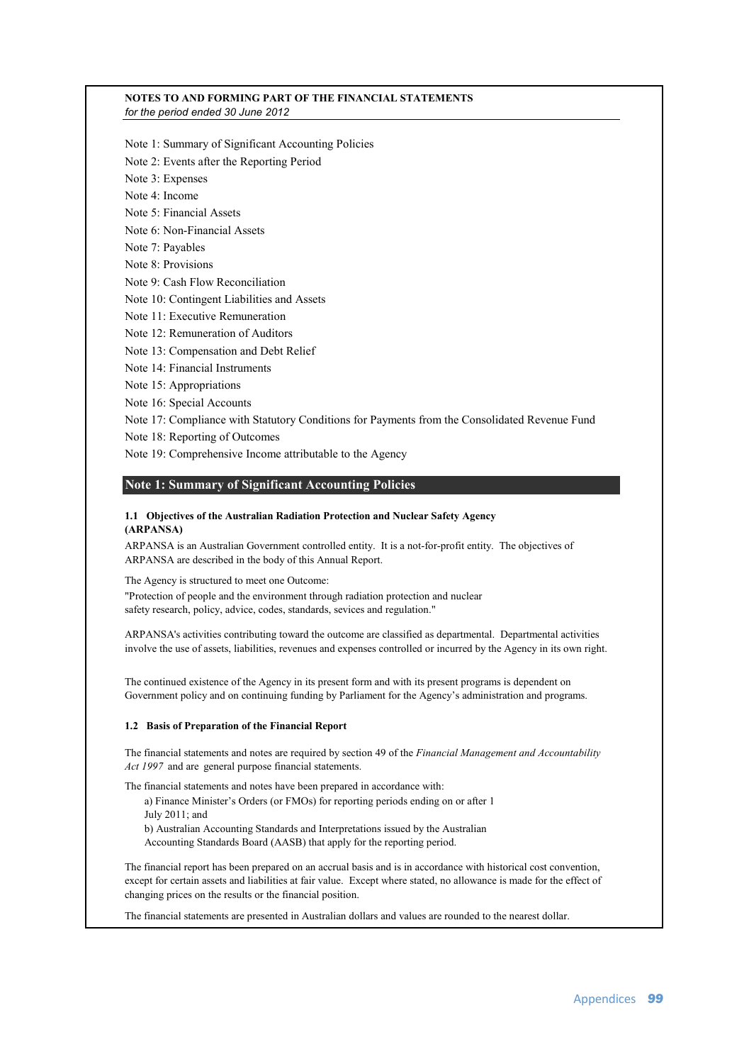**NOTES TO AND FORMING PART OF THE FINANCIAL STATEMENTS**
*for the period ended 30 June 2012*

Note 1: Summary of Significant Accounting Policies
Note 2: Events after the Reporting Period
Note 3: Expenses
Note 4: Income
Note 5: Financial Assets
Note 6: Non-Financial Assets
Note 7: Payables
Note 8: Provisions
Note 9: Cash Flow Reconciliation
Note 10: Contingent Liabilities and Assets
Note 11: Executive Remuneration
Note 12: Remuneration of Auditors
Note 13: Compensation and Debt Relief
Note 14: Financial Instruments
Note 15: Appropriations
Note 16: Special Accounts
Note 17: Compliance with Statutory Conditions for Payments from the Consolidated Revenue Fund
Note 18: Reporting of Outcomes
Note 19: Comprehensive Income attributable to the Agency

## Note 1: Summary of Significant Accounting Policies

### 1.1 Objectives of the Australian Radiation Protection and Nuclear Safety Agency (ARPANSA)

ARPANSA is an Australian Government controlled entity. It is a not-for-profit entity. The objectives of ARPANSA are described in the body of this Annual Report.

The Agency is structured to meet one Outcome:
"Protection of people and the environment through radiation protection and nuclear safety research, policy, advice, codes, standards, sevices and regulation."

ARPANSA's activities contributing toward the outcome are classified as departmental. Departmental activities involve the use of assets, liabilities, revenues and expenses controlled or incurred by the Agency in its own right.

The continued existence of the Agency in its present form and with its present programs is dependent on Government policy and on continuing funding by Parliament for the Agency's administration and programs.

### 1.2 Basis of Preparation of the Financial Report

The financial statements and notes are required by section 49 of the *Financial Management and Accountability Act 1997* and are general purpose financial statements.

The financial statements and notes have been prepared in accordance with:

a) Finance Minister's Orders (or FMOs) for reporting periods ending on or after 1 July 2011; and
b) Australian Accounting Standards and Interpretations issued by the Australian Accounting Standards Board (AASB) that apply for the reporting period.

The financial report has been prepared on an accrual basis and is in accordance with historical cost convention, except for certain assets and liabilities at fair value. Except where stated, no allowance is made for the effect of changing prices on the results or the financial position.

The financial statements are presented in Australian dollars and values are rounded to the nearest dollar.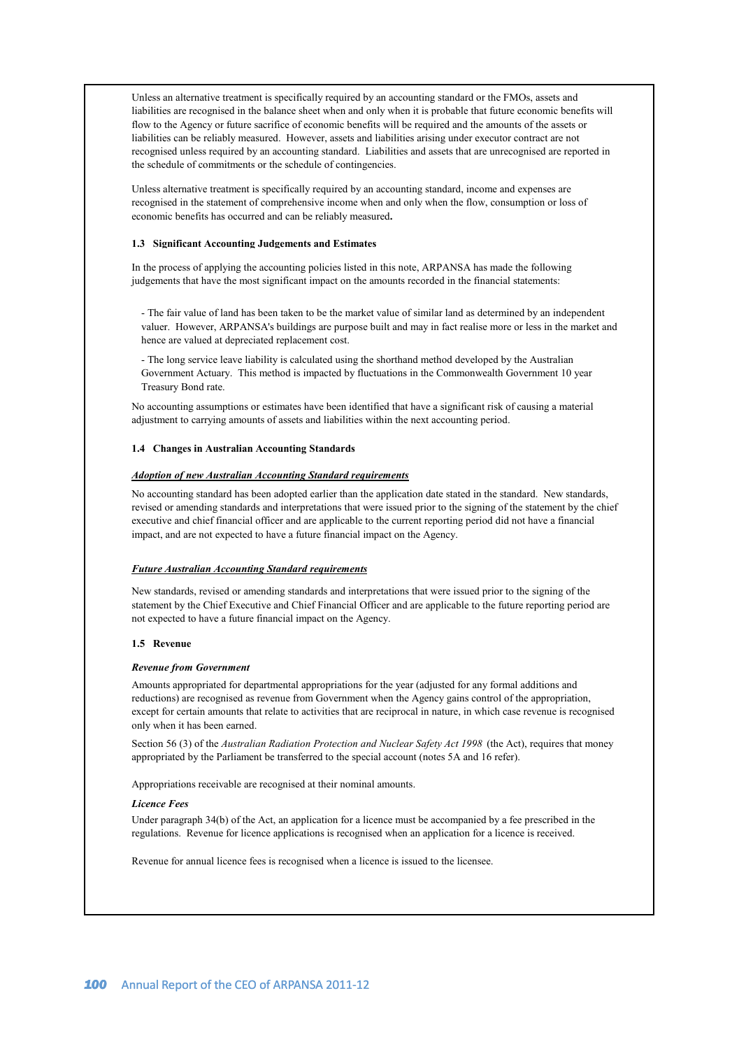Unless an alternative treatment is specifically required by an accounting standard or the FMOs, assets and liabilities are recognised in the balance sheet when and only when it is probable that future economic benefits will flow to the Agency or future sacrifice of economic benefits will be required and the amounts of the assets or liabilities can be reliably measured. However, assets and liabilities arising under executor contract are not recognised unless required by an accounting standard. Liabilities and assets that are unrecognised are reported in the schedule of commitments or the schedule of contingencies.

Unless alternative treatment is specifically required by an accounting standard, income and expenses are recognised in the statement of comprehensive income when and only when the flow, consumption or loss of economic benefits has occurred and can be reliably measured**.**

### 1.3 Significant Accounting Judgements and Estimates

In the process of applying the accounting policies listed in this note, ARPANSA has made the following judgements that have the most significant impact on the amounts recorded in the financial statements:

- The fair value of land has been taken to be the market value of similar land as determined by an independent valuer. However, ARPANSA's buildings are purpose built and may in fact realise more or less in the market and hence are valued at depreciated replacement cost.

- The long service leave liability is calculated using the shorthand method developed by the Australian Government Actuary. This method is impacted by fluctuations in the Commonwealth Government 10 year Treasury Bond rate.

No accounting assumptions or estimates have been identified that have a significant risk of causing a material adjustment to carrying amounts of assets and liabilities within the next accounting period.

### 1.4 Changes in Australian Accounting Standards

***Adoption of new Australian Accounting Standard requirements***

No accounting standard has been adopted earlier than the application date stated in the standard. New standards, revised or amending standards and interpretations that were issued prior to the signing of the statement by the chief executive and chief financial officer and are applicable to the current reporting period did not have a financial impact, and are not expected to have a future financial impact on the Agency.

***Future Australian Accounting Standard requirements***

New standards, revised or amending standards and interpretations that were issued prior to the signing of the statement by the Chief Executive and Chief Financial Officer and are applicable to the future reporting period are not expected to have a future financial impact on the Agency.

### 1.5 Revenue

***Revenue from Government***

Amounts appropriated for departmental appropriations for the year (adjusted for any formal additions and reductions) are recognised as revenue from Government when the Agency gains control of the appropriation, except for certain amounts that relate to activities that are reciprocal in nature, in which case revenue is recognised only when it has been earned.

Section 56 (3) of the *Australian Radiation Protection and Nuclear Safety Act 1998* (the Act), requires that money appropriated by the Parliament be transferred to the special account (notes 5A and 16 refer).

Appropriations receivable are recognised at their nominal amounts.

***Licence Fees***

Under paragraph 34(b) of the Act, an application for a licence must be accompanied by a fee prescribed in the regulations. Revenue for licence applications is recognised when an application for a licence is received.

Revenue for annual licence fees is recognised when a licence is issued to the licensee.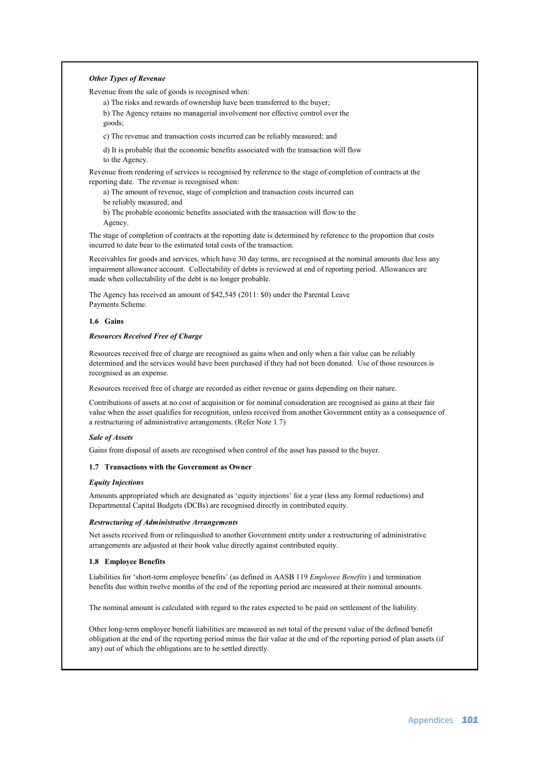***Other Types of Revenue***

Revenue from the sale of goods is recognised when:

a) The risks and rewards of ownership have been transferred to the buyer;

b) The Agency retains no managerial involvement nor effective control over the goods;

c) The revenue and transaction costs incurred can be reliably measured; and

d) It is probable that the economic benefits associated with the transaction will flow to the Agency.

Revenue from rendering of services is recognised by reference to the stage of completion of contracts at the reporting date. The revenue is recognised when:

a) The amount of revenue, stage of completion and transaction costs incurred can be reliably measured; and

b) The probable economic benefits associated with the transaction will flow to the Agency.

The stage of completion of contracts at the reporting date is determined by reference to the proportion that costs incurred to date bear to the estimated total costs of the transaction.

Receivables for goods and services, which have 30 day terms, are recognised at the nominal amounts due less any impairment allowance account. Collectability of debts is reviewed at end of reporting period. Allowances are made when collectability of the debt is no longer probable.

The Agency has received an amount of $42,545 (2011: $0) under the Parental Leave Payments Scheme.

**1.6 Gains**

***Resources Received Free of Charge***

Resources received free of charge are recognised as gains when and only when a fair value can be reliably determined and the services would have been purchased if they had not been donated. Use of those resources is recognised as an expense.

Resources received free of charge are recorded as either revenue or gains depending on their nature.

Contributions of assets at no cost of acquisition or for nominal consideration are recognised as gains at their fair value when the asset qualifies for recognition, unless received from another Government entity as a consequence of a restructuring of administrative arrangements. (Refer Note 1.7)

***Sale of Assets***

Gains from disposal of assets are recognised when control of the asset has passed to the buyer.

**1.7 Transactions with the Government as Owner**

***Equity Injections***

Amounts appropriated which are designated as 'equity injections' for a year (less any formal reductions) and Departmental Capital Budgets (DCBs) are recognised directly in contributed equity.

***Restructuring of Administrative Arrangements***

Net assets received from or relinquished to another Government entity under a restructuring of administrative arrangements are adjusted at their book value directly against contributed equity.

**1.8 Employee Benefits**

Liabilities for 'short-term employee benefits' (as defined in AASB 119 *Employee Benefits*) and termination benefits due within twelve months of the end of the reporting period are measured at their nominal amounts.

The nominal amount is calculated with regard to the rates expected to be paid on settlement of the liability.

Other long-term employee benefit liabilities are measured as net total of the present value of the defined benefit obligation at the end of the reporting period minus the fair value at the end of the reporting period of plan assets (if any) out of which the obligations are to be settled directly.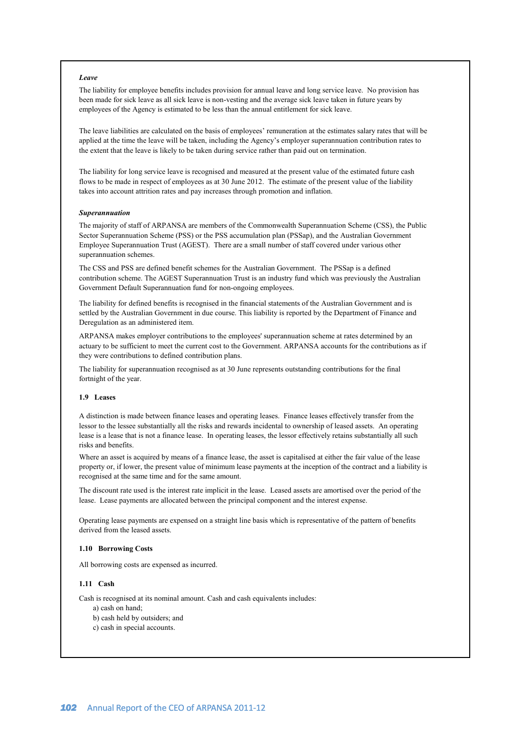***Leave***

The liability for employee benefits includes provision for annual leave and long service leave. No provision has been made for sick leave as all sick leave is non-vesting and the average sick leave taken in future years by employees of the Agency is estimated to be less than the annual entitlement for sick leave.

The leave liabilities are calculated on the basis of employees' remuneration at the estimates salary rates that will be applied at the time the leave will be taken, including the Agency's employer superannuation contribution rates to the extent that the leave is likely to be taken during service rather than paid out on termination.

The liability for long service leave is recognised and measured at the present value of the estimated future cash flows to be made in respect of employees as at 30 June 2012. The estimate of the present value of the liability takes into account attrition rates and pay increases through promotion and inflation.

***Superannuation***

The majority of staff of ARPANSA are members of the Commonwealth Superannuation Scheme (CSS), the Public Sector Superannuation Scheme (PSS) or the PSS accumulation plan (PSSap), and the Australian Government Employee Superannuation Trust (AGEST). There are a small number of staff covered under various other superannuation schemes.

The CSS and PSS are defined benefit schemes for the Australian Government. The PSSap is a defined contribution scheme. The AGEST Superannuation Trust is an industry fund which was previously the Australian Government Default Superannuation fund for non-ongoing employees.

The liability for defined benefits is recognised in the financial statements of the Australian Government and is settled by the Australian Government in due course. This liability is reported by the Department of Finance and Deregulation as an administered item.

ARPANSA makes employer contributions to the employees' superannuation scheme at rates determined by an actuary to be sufficient to meet the current cost to the Government. ARPANSA accounts for the contributions as if they were contributions to defined contribution plans.

The liability for superannuation recognised as at 30 June represents outstanding contributions for the final fortnight of the year.

**1.9 Leases**

A distinction is made between finance leases and operating leases. Finance leases effectively transfer from the lessor to the lessee substantially all the risks and rewards incidental to ownership of leased assets. An operating lease is a lease that is not a finance lease. In operating leases, the lessor effectively retains substantially all such risks and benefits.

Where an asset is acquired by means of a finance lease, the asset is capitalised at either the fair value of the lease property or, if lower, the present value of minimum lease payments at the inception of the contract and a liability is recognised at the same time and for the same amount.

The discount rate used is the interest rate implicit in the lease. Leased assets are amortised over the period of the lease. Lease payments are allocated between the principal component and the interest expense.

Operating lease payments are expensed on a straight line basis which is representative of the pattern of benefits derived from the leased assets.

**1.10 Borrowing Costs**

All borrowing costs are expensed as incurred.

**1.11 Cash**

Cash is recognised at its nominal amount. Cash and cash equivalents includes:

a) cash on hand;
b) cash held by outsiders; and
c) cash in special accounts.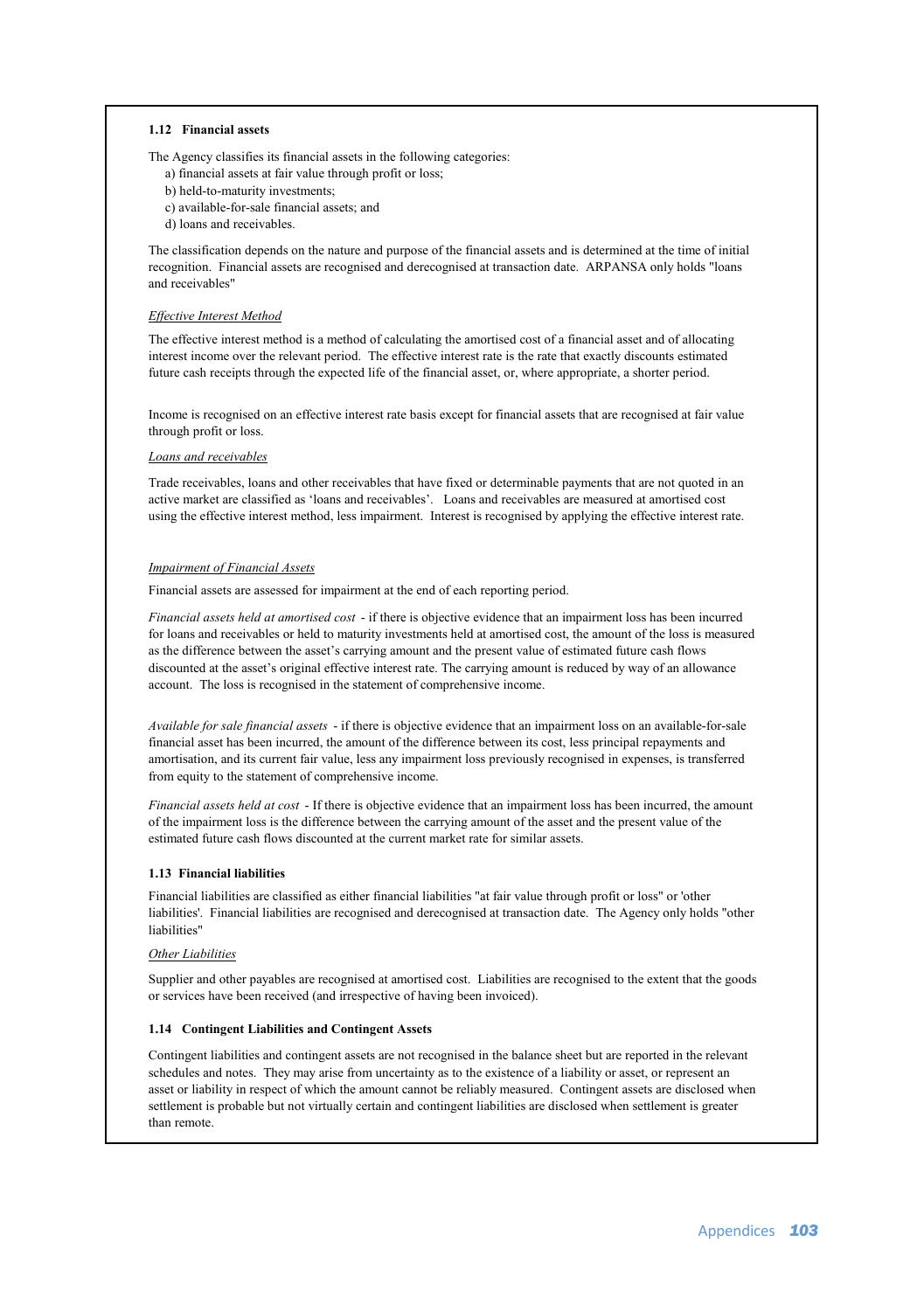### 1.12 Financial assets

The Agency classifies its financial assets in the following categories:

a) financial assets at fair value through profit or loss;
b) held-to-maturity investments;
c) available-for-sale financial assets; and
d) loans and receivables.

The classification depends on the nature and purpose of the financial assets and is determined at the time of initial recognition. Financial assets are recognised and derecognised at transaction date. ARPANSA only holds "loans and receivables"

*Effective Interest Method*

The effective interest method is a method of calculating the amortised cost of a financial asset and of allocating interest income over the relevant period. The effective interest rate is the rate that exactly discounts estimated future cash receipts through the expected life of the financial asset, or, where appropriate, a shorter period.

Income is recognised on an effective interest rate basis except for financial assets that are recognised at fair value through profit or loss.

*Loans and receivables*

Trade receivables, loans and other receivables that have fixed or determinable payments that are not quoted in an active market are classified as 'loans and receivables'. Loans and receivables are measured at amortised cost using the effective interest method, less impairment. Interest is recognised by applying the effective interest rate.

*Impairment of Financial Assets*

Financial assets are assessed for impairment at the end of each reporting period.

*Financial assets held at amortised cost* - if there is objective evidence that an impairment loss has been incurred for loans and receivables or held to maturity investments held at amortised cost, the amount of the loss is measured as the difference between the asset's carrying amount and the present value of estimated future cash flows discounted at the asset's original effective interest rate. The carrying amount is reduced by way of an allowance account. The loss is recognised in the statement of comprehensive income.

*Available for sale financial assets* - if there is objective evidence that an impairment loss on an available-for-sale financial asset has been incurred, the amount of the difference between its cost, less principal repayments and amortisation, and its current fair value, less any impairment loss previously recognised in expenses, is transferred from equity to the statement of comprehensive income.

*Financial assets held at cost* - If there is objective evidence that an impairment loss has been incurred, the amount of the impairment loss is the difference between the carrying amount of the asset and the present value of the estimated future cash flows discounted at the current market rate for similar assets.

### 1.13 Financial liabilities

Financial liabilities are classified as either financial liabilities "at fair value through profit or loss" or 'other liabilities'. Financial liabilities are recognised and derecognised at transaction date. The Agency only holds "other liabilities"

*Other Liabilities*

Supplier and other payables are recognised at amortised cost. Liabilities are recognised to the extent that the goods or services have been received (and irrespective of having been invoiced).

### 1.14 Contingent Liabilities and Contingent Assets

Contingent liabilities and contingent assets are not recognised in the balance sheet but are reported in the relevant schedules and notes. They may arise from uncertainty as to the existence of a liability or asset, or represent an asset or liability in respect of which the amount cannot be reliably measured. Contingent assets are disclosed when settlement is probable but not virtually certain and contingent liabilities are disclosed when settlement is greater than remote.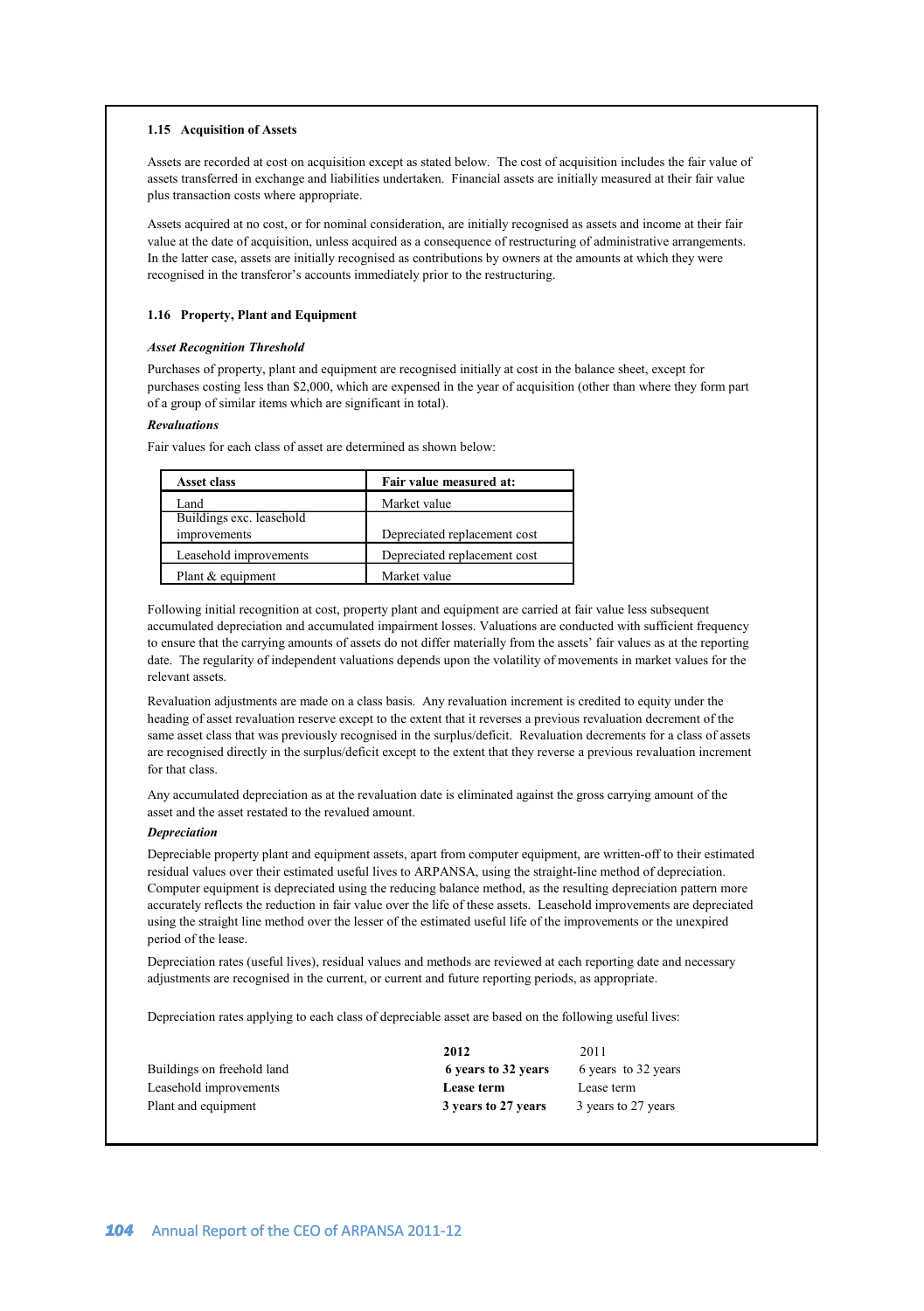### 1.15 Acquisition of Assets

Assets are recorded at cost on acquisition except as stated below. The cost of acquisition includes the fair value of assets transferred in exchange and liabilities undertaken. Financial assets are initially measured at their fair value plus transaction costs where appropriate.

Assets acquired at no cost, or for nominal consideration, are initially recognised as assets and income at their fair value at the date of acquisition, unless acquired as a consequence of restructuring of administrative arrangements. In the latter case, assets are initially recognised as contributions by owners at the amounts at which they were recognised in the transferor's accounts immediately prior to the restructuring.

### 1.16 Property, Plant and Equipment

***Asset Recognition Threshold***

Purchases of property, plant and equipment are recognised initially at cost in the balance sheet, except for purchases costing less than $2,000, which are expensed in the year of acquisition (other than where they form part of a group of similar items which are significant in total).

***Revaluations***

Fair values for each class of asset are determined as shown below:

| Asset class | Fair value measured at: |
|---|---|
| Land | Market value |
| Buildings exc. leasehold improvements | Depreciated replacement cost |
| Leasehold improvements | Depreciated replacement cost |
| Plant & equipment | Market value |

Following initial recognition at cost, property plant and equipment are carried at fair value less subsequent accumulated depreciation and accumulated impairment losses. Valuations are conducted with sufficient frequency to ensure that the carrying amounts of assets do not differ materially from the assets' fair values as at the reporting date. The regularity of independent valuations depends upon the volatility of movements in market values for the relevant assets.

Revaluation adjustments are made on a class basis. Any revaluation increment is credited to equity under the heading of asset revaluation reserve except to the extent that it reverses a previous revaluation decrement of the same asset class that was previously recognised in the surplus/deficit. Revaluation decrements for a class of assets are recognised directly in the surplus/deficit except to the extent that they reverse a previous revaluation increment for that class.

Any accumulated depreciation as at the revaluation date is eliminated against the gross carrying amount of the asset and the asset restated to the revalued amount.

***Depreciation***

Depreciable property plant and equipment assets, apart from computer equipment, are written-off to their estimated residual values over their estimated useful lives to ARPANSA, using the straight-line method of depreciation. Computer equipment is depreciated using the reducing balance method, as the resulting depreciation pattern more accurately reflects the reduction in fair value over the life of these assets. Leasehold improvements are depreciated using the straight line method over the lesser of the estimated useful life of the improvements or the unexpired period of the lease.

Depreciation rates (useful lives), residual values and methods are reviewed at each reporting date and necessary adjustments are recognised in the current, or current and future reporting periods, as appropriate.

Depreciation rates applying to each class of depreciable asset are based on the following useful lives:

| | **2012** | 2011 |
|---|---|---|
| Buildings on freehold land | **6 years to 32 years** | 6 years to 32 years |
| Leasehold improvements | **Lease term** | Lease term |
| Plant and equipment | **3 years to 27 years** | 3 years to 27 years |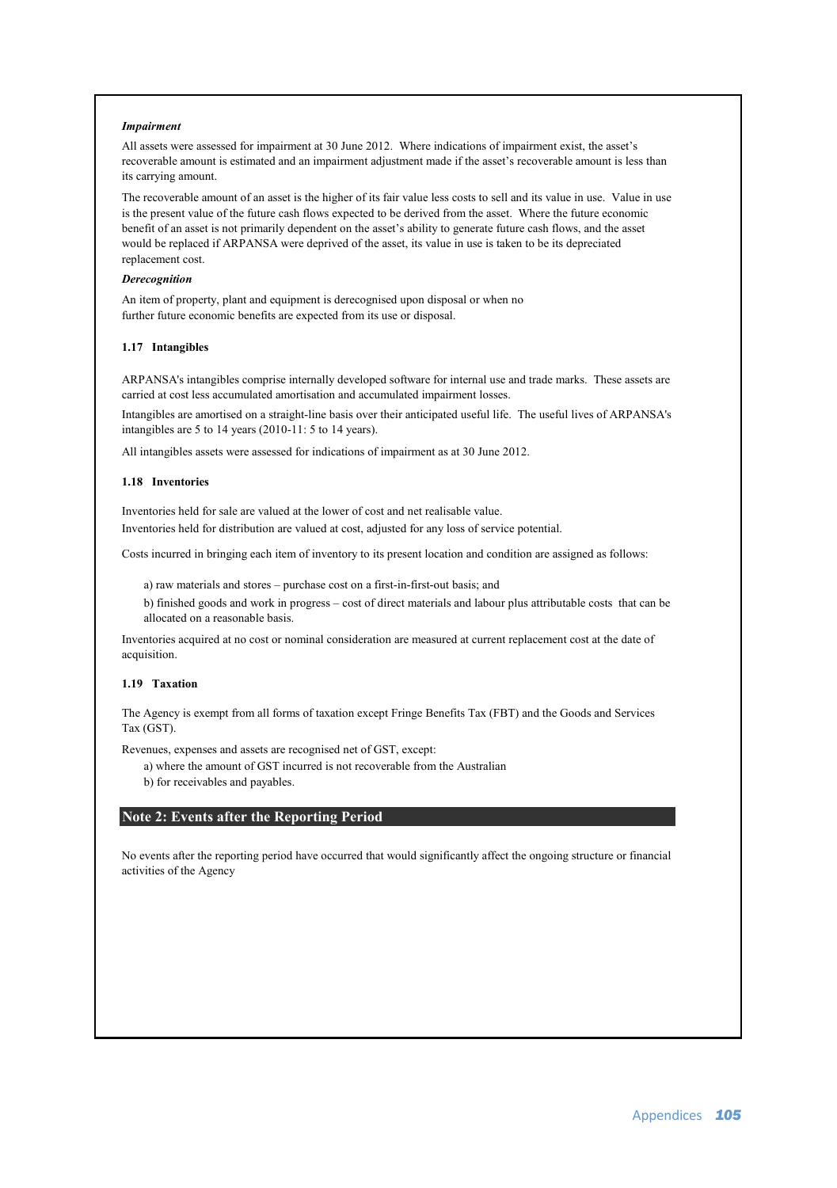*Impairment*

All assets were assessed for impairment at 30 June 2012. Where indications of impairment exist, the asset's recoverable amount is estimated and an impairment adjustment made if the asset's recoverable amount is less than its carrying amount.

The recoverable amount of an asset is the higher of its fair value less costs to sell and its value in use. Value in use is the present value of the future cash flows expected to be derived from the asset. Where the future economic benefit of an asset is not primarily dependent on the asset's ability to generate future cash flows, and the asset would be replaced if ARPANSA were deprived of the asset, its value in use is taken to be its depreciated replacement cost.

*Derecognition*

An item of property, plant and equipment is derecognised upon disposal or when no further future economic benefits are expected from its use or disposal.

**1.17 Intangibles**

ARPANSA's intangibles comprise internally developed software for internal use and trade marks. These assets are carried at cost less accumulated amortisation and accumulated impairment losses.

Intangibles are amortised on a straight-line basis over their anticipated useful life. The useful lives of ARPANSA's intangibles are 5 to 14 years (2010-11: 5 to 14 years).

All intangibles assets were assessed for indications of impairment as at 30 June 2012.

**1.18 Inventories**

Inventories held for sale are valued at the lower of cost and net realisable value.
Inventories held for distribution are valued at cost, adjusted for any loss of service potential.

Costs incurred in bringing each item of inventory to its present location and condition are assigned as follows:

a) raw materials and stores – purchase cost on a first-in-first-out basis; and

b) finished goods and work in progress – cost of direct materials and labour plus attributable costs that can be allocated on a reasonable basis.

Inventories acquired at no cost or nominal consideration are measured at current replacement cost at the date of acquisition.

**1.19 Taxation**

The Agency is exempt from all forms of taxation except Fringe Benefits Tax (FBT) and the Goods and Services Tax (GST).

Revenues, expenses and assets are recognised net of GST, except:

a) where the amount of GST incurred is not recoverable from the Australian
b) for receivables and payables.

## Note 2: Events after the Reporting Period

No events after the reporting period have occurred that would significantly affect the ongoing structure or financial activities of the Agency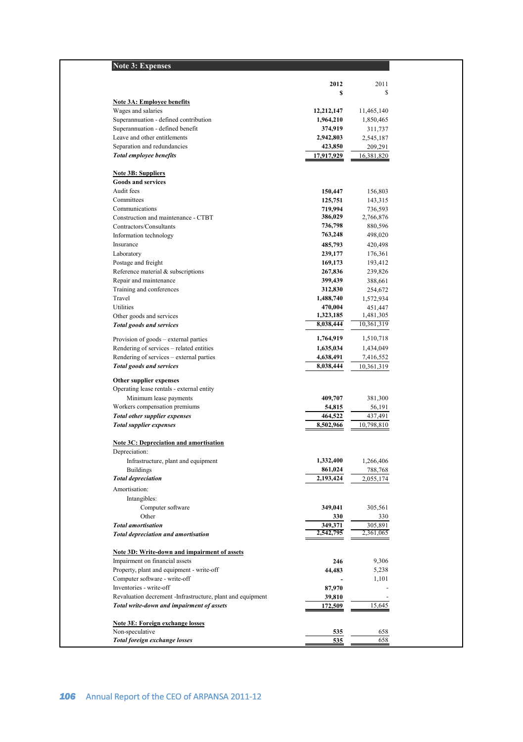## Note 3: Expenses

| | 2012 | 2011 |
|---|---|---|
| | **$** | $ |
| **Note 3A: Employee benefits** | | |
| Wages and salaries | **12,212,147** | 11,465,140 |
| Superannuation - defined contribution | **1,964,210** | 1,850,465 |
| Superannuation - defined benefit | **374,919** | 311,737 |
| Leave and other entitlements | **2,942,803** | 2,545,187 |
| Separation and redundancies | **423,850** | 209,291 |
| ***Total employee benefits*** | **17,917,929** | 16,381,820 |
| | | |
| **Note 3B: Suppliers** | | |
| **Goods and services** | | |
| Audit fees | **150,447** | 156,803 |
| Committees | **125,751** | 143,315 |
| Communications | **719,994** | 736,593 |
| Construction and maintenance - CTBT | **386,029** | 2,766,876 |
| Contractors/Consultants | **736,798** | 880,596 |
| Information technology | **763,248** | 498,020 |
| Insurance | **485,793** | 420,498 |
| Laboratory | **239,177** | 176,361 |
| Postage and freight | **169,173** | 193,412 |
| Reference material & subscriptions | **267,836** | 239,826 |
| Repair and maintenance | **399,439** | 388,661 |
| Training and conferences | **312,830** | 254,672 |
| Travel | **1,488,740** | 1,572,934 |
| Utilities | **470,004** | 451,447 |
| Other goods and services | **1,323,185** | 1,481,305 |
| ***Total goods and services*** | **8,038,444** | 10,361,319 |
| | | |
| Provision of goods – external parties | **1,764,919** | 1,510,718 |
| Rendering of services – related entities | **1,635,034** | 1,434,049 |
| Rendering of services – external parties | **4,638,491** | 7,416,552 |
| ***Total goods and services*** | **8,038,444** | 10,361,319 |
| | | |
| **Other supplier expenses** | | |
| Operating lease rentals - external entity | | |
| Minimum lease payments | **409,707** | 381,300 |
| Workers compensation premiums | **54,815** | 56,191 |
| ***Total other supplier expenses*** | **464,522** | 437,491 |
| ***Total supplier expenses*** | **8,502,966** | 10,798,810 |
| | | |
| **Note 3C: Depreciation and amortisation** | | |
| Depreciation: | | |
| Infrastructure, plant and equipment | **1,332,400** | 1,266,406 |
| Buildings | **861,024** | 788,768 |
| ***Total depreciation*** | **2,193,424** | 2,055,174 |
| Amortisation: | | |
| Intangibles: | | |
| Computer software | **349,041** | 305,561 |
| Other | **330** | 330 |
| ***Total amortisation*** | **349,371** | 305,891 |
| ***Total depreciation and amortisation*** | **2,542,795** | 2,361,065 |
| | | |
| **Note 3D: Write-down and impairment of assets** | | |
| Impairment on financial assets | **246** | 9,306 |
| Property, plant and equipment - write-off | **44,483** | 5,238 |
| Computer software - write-off | **-** | 1,101 |
| Inventories - write-off | **87,970** | - |
| Revaluation decrement -Infrastructure, plant and equipment | **39,810** | - |
| ***Total write-down and impairment of assets*** | **172,509** | 15,645 |
| | | |
| **Note 3E: Foreign exchange losses** | | |
| Non-speculative | **535** | 658 |
| ***Total foreign exchange losses*** | **535** | 658 |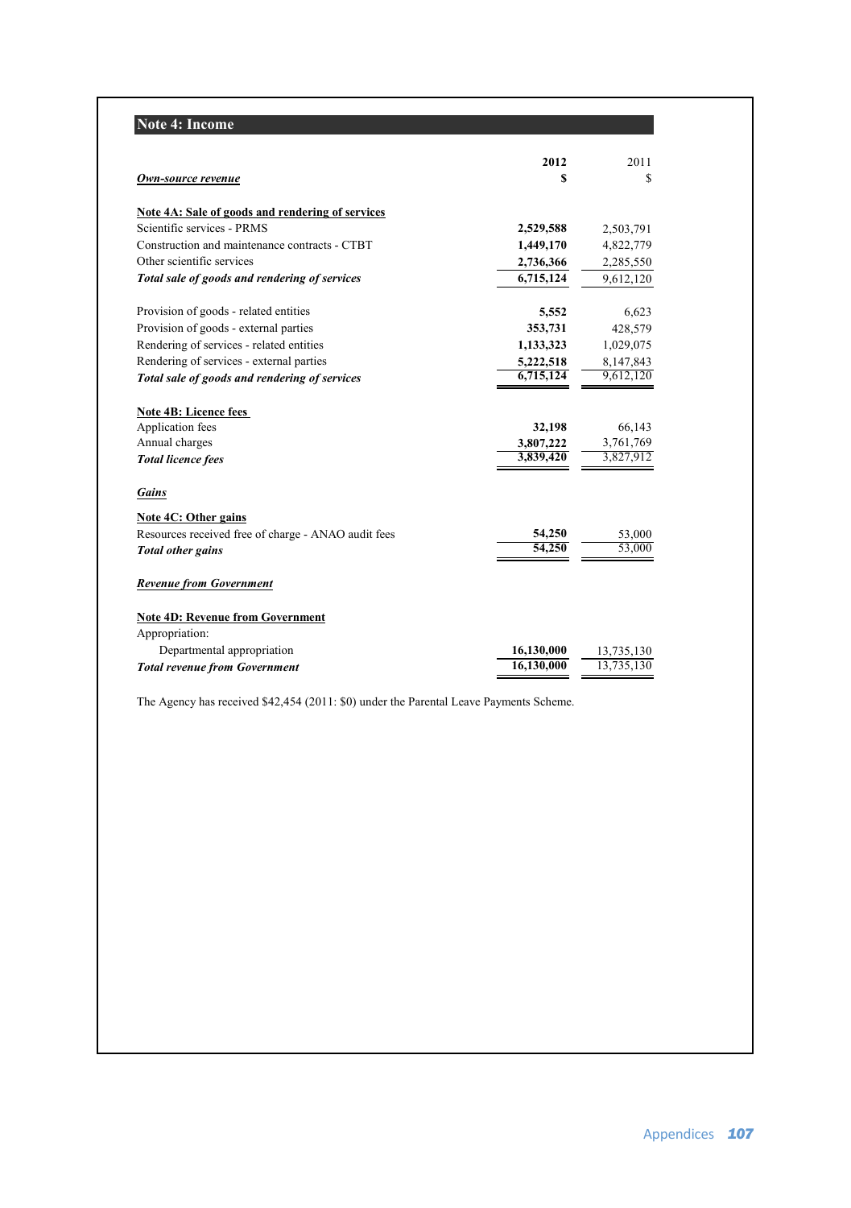## Note 4: Income

| | 2012 | 2011 |
|---|---|---|
| ***Own-source revenue*** | **$** | $ |
| **Note 4A: Sale of goods and rendering of services** | | |
| Scientific services - PRMS | **2,529,588** | 2,503,791 |
| Construction and maintenance contracts - CTBT | **1,449,170** | 4,822,779 |
| Other scientific services | **2,736,366** | 2,285,550 |
| ***Total sale of goods and rendering of services*** | **6,715,124** | 9,612,120 |
| Provision of goods - related entities | **5,552** | 6,623 |
| Provision of goods - external parties | **353,731** | 428,579 |
| Rendering of services - related entities | **1,133,323** | 1,029,075 |
| Rendering of services - external parties | **5,222,518** | 8,147,843 |
| ***Total sale of goods and rendering of services*** | **6,715,124** | 9,612,120 |
| **Note 4B: Licence fees** | | |
| Application fees | **32,198** | 66,143 |
| Annual charges | **3,807,222** | 3,761,769 |
| ***Total licence fees*** | **3,839,420** | 3,827,912 |
| ***Gains*** | | |
| **Note 4C: Other gains** | | |
| Resources received free of charge - ANAO audit fees | **54,250** | 53,000 |
| ***Total other gains*** | **54,250** | 53,000 |
| ***Revenue from Government*** | | |
| **Note 4D: Revenue from Government** | | |
| Appropriation: | | |
| Departmental appropriation | **16,130,000** | 13,735,130 |
| ***Total revenue from Government*** | **16,130,000** | 13,735,130 |

The Agency has received $42,454 (2011: $0) under the Parental Leave Payments Scheme.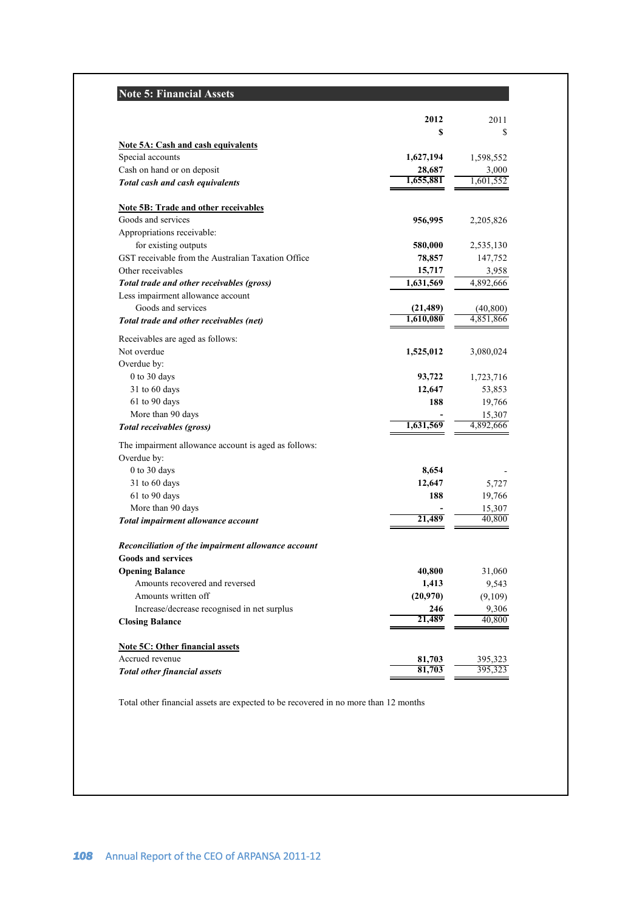## Note 5: Financial Assets

| | 2012 | 2011 |
|---|---|---|
| | **$** | $ |
| **Note 5A: Cash and cash equivalents** | | |
| Special accounts | **1,627,194** | 1,598,552 |
| Cash on hand or on deposit | **28,687** | 3,000 |
| ***Total cash and cash equivalents*** | **1,655,881** | 1,601,552 |
| | | |
| **Note 5B: Trade and other receivables** | | |
| Goods and services | **956,995** | 2,205,826 |
| Appropriations receivable: | | |
| for existing outputs | **580,000** | 2,535,130 |
| GST receivable from the Australian Taxation Office | **78,857** | 147,752 |
| Other receivables | **15,717** | 3,958 |
| ***Total trade and other receivables (gross)*** | **1,631,569** | 4,892,666 |
| Less impairment allowance account | | |
| Goods and services | **(21,489)** | (40,800) |
| ***Total trade and other receivables (net)*** | **1,610,080** | 4,851,866 |
| | | |
| Receivables are aged as follows: | | |
| Not overdue | **1,525,012** | 3,080,024 |
| Overdue by: | | |
| 0 to 30 days | **93,722** | 1,723,716 |
| 31 to 60 days | **12,647** | 53,853 |
| 61 to 90 days | **188** | 19,766 |
| More than 90 days | **-** | 15,307 |
| ***Total receivables (gross)*** | **1,631,569** | 4,892,666 |
| | | |
| The impairment allowance account is aged as follows: | | |
| Overdue by: | | |
| 0 to 30 days | **8,654** | - |
| 31 to 60 days | **12,647** | 5,727 |
| 61 to 90 days | **188** | 19,766 |
| More than 90 days | **-** | 15,307 |
| ***Total impairment allowance account*** | **21,489** | 40,800 |
| | | |
| ***Reconciliation of the impairment allowance account*** | | |
| **Goods and services** | | |
| **Opening Balance** | **40,800** | 31,060 |
| Amounts recovered and reversed | **1,413** | 9,543 |
| Amounts written off | **(20,970)** | (9,109) |
| Increase/decrease recognised in net surplus | **246** | 9,306 |
| **Closing Balance** | **21,489** | 40,800 |
| | | |
| **Note 5C: Other financial assets** | | |
| Accrued revenue | **81,703** | 395,323 |
| ***Total other financial assets*** | **81,703** | 395,323 |

Total other financial assets are expected to be recovered in no more than 12 months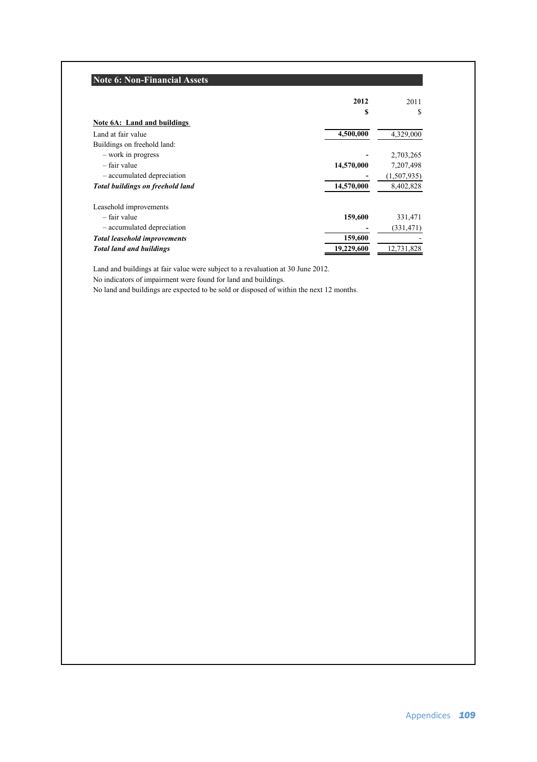## Note 6: Non-Financial Assets

| | 2012 | 2011 |
|---|---|---|
| | $ | $ |
| **Note 6A: Land and buildings** | | |
| Land at fair value | **4,500,000** | 4,329,000 |
| Buildings on freehold land: | | |
| – work in progress | **-** | 2,703,265 |
| – fair value | **14,570,000** | 7,207,498 |
| – accumulated depreciation | **-** | (1,507,935) |
| ***Total buildings on freehold land*** | **14,570,000** | 8,402,828 |
| Leasehold improvements | | |
| – fair value | **159,600** | 331,471 |
| – accumulated depreciation | **-** | (331,471) |
| ***Total leasehold improvements*** | **159,600** | - |
| ***Total land and buildings*** | **19,229,600** | 12,731,828 |

Land and buildings at fair value were subject to a revaluation at 30 June 2012.

No indicators of impairment were found for land and buildings.

No land and buildings are expected to be sold or disposed of within the next 12 months.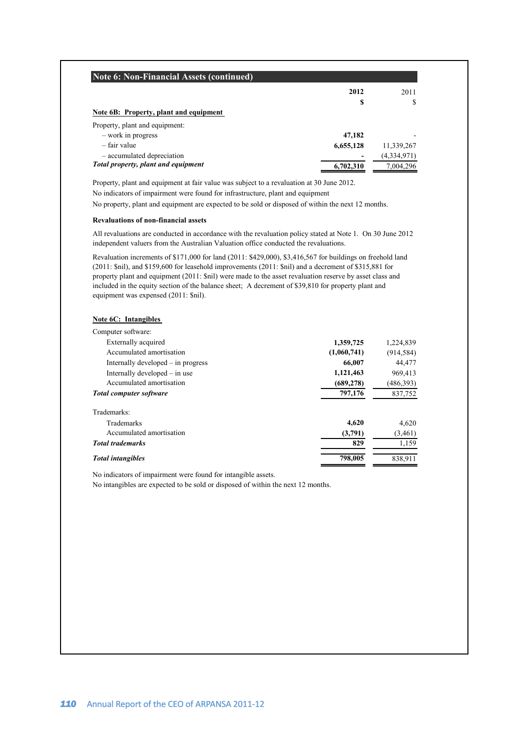## Note 6: Non-Financial Assets (continued)

| | 2012 | 2011 |
|---|---|---|
| | $ | $ |
| **Note 6B: Property, plant and equipment** | | |
| Property, plant and equipment: | | |
| – work in progress | **47,182** | - |
| – fair value | **6,655,128** | 11,339,267 |
| – accumulated depreciation | **-** | (4,334,971) |
| ***Total property, plant and equipment*** | **6,702,310** | 7,004,296 |

Property, plant and equipment at fair value was subject to a revaluation at 30 June 2012.

No indicators of impairment were found for infrastructure, plant and equipment

No property, plant and equipment are expected to be sold or disposed of within the next 12 months.

**Revaluations of non-financial assets**

All revaluations are conducted in accordance with the revaluation policy stated at Note 1. On 30 June 2012 independent valuers from the Australian Valuation office conducted the revaluations.

Revaluation increments of $171,000 for land (2011: $429,000), $3,416,567 for buildings on freehold land (2011: $nil), and $159,600 for leasehold improvements (2011: $nil) and a decrement of $315,881 for property plant and equipment (2011: $nil) were made to the asset revaluation reserve by asset class and included in the equity section of the balance sheet; A decrement of $39,810 for property plant and equipment was expensed (2011: $nil).

**Note 6C: Intangibles**

| | 2012 | 2011 |
|---|---|---|
| Computer software: | | |
| Externally acquired | **1,359,725** | 1,224,839 |
| Accumulated amortisation | **(1,060,741)** | (914,584) |
| Internally developed – in progress | **66,007** | 44,477 |
| Internally developed – in use | **1,121,463** | 969,413 |
| Accumulated amortisation | **(689,278)** | (486,393) |
| ***Total computer software*** | **797,176** | 837,752 |
| Trademarks: | | |
| Trademarks | **4,620** | 4,620 |
| Accumulated amortisation | **(3,791)** | (3,461) |
| ***Total trademarks*** | **829** | 1,159 |
| ***Total intangibles*** | **798,005** | 838,911 |

No indicators of impairment were found for intangible assets.

No intangibles are expected to be sold or disposed of within the next 12 months.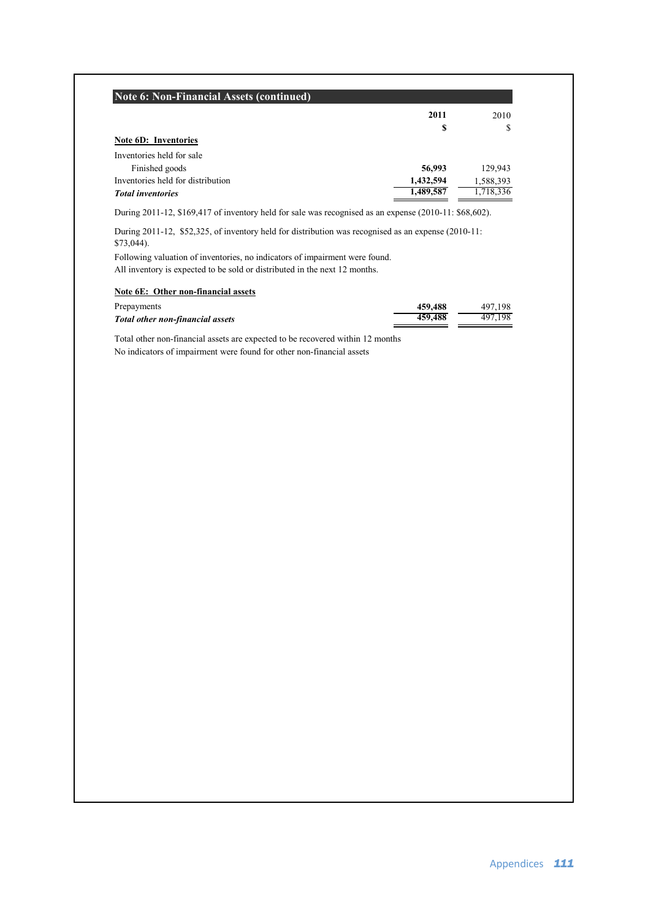## Note 6: Non-Financial Assets (continued)

| | 2011 | 2010 |
|---|---|---|
| | $ | $ |
| **Note 6D: Inventories** | | |
| Inventories held for sale | | |
| Finished goods | **56,993** | 129,943 |
| Inventories held for distribution | **1,432,594** | 1,588,393 |
| ***Total inventories*** | **1,489,587** | 1,718,336 |

During 2011-12, $169,417 of inventory held for sale was recognised as an expense (2010-11: $68,602).

During 2011-12, $52,325, of inventory held for distribution was recognised as an expense (2010-11: $73,044).

Following valuation of inventories, no indicators of impairment were found.
All inventory is expected to be sold or distributed in the next 12 months.

| **Note 6E: Other non-financial assets** | | |
|---|---|---|
| Prepayments | **459,488** | 497,198 |
| ***Total other non-financial assets*** | **459,488** | 497,198 |

Total other non-financial assets are expected to be recovered within 12 months
No indicators of impairment were found for other non-financial assets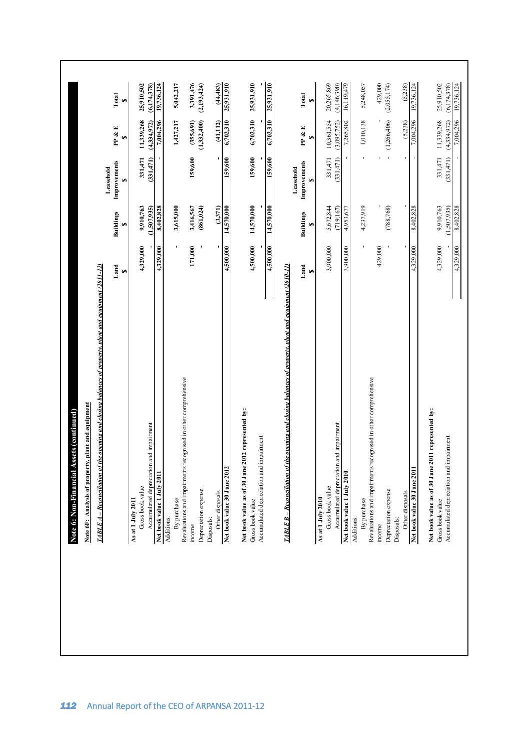## Note 6: Non-Financial Assets (continued)

### Note 6F: Analysis of property, plant and equipment

***TABLE A – Reconciliation of the opening and closing balances of property, plant and equipment (2011-12)***

| | Land $ | Buildings $ | Leasehold Improvements $ | PP & E $ | Total $ |
|---|---|---|---|---|---|
| **As at 1 July 2011** | | | | | |
| Gross book value | 4,329,000 | 9,910,763 | 331,471 | 11,339,268 | 25,910,502 |
| Accumulated depreciation and impairment | - | (1,507,935) | (331,471) | (4,334,972) | (6,174,378) |
| **Net book value 1 July 2011** | 4,329,000 | 8,402,828 | - | 7,004,296 | 19,736,124 |
| Additions: | | | | | |
| By purchase | - | 3,615,000 | | 1,427,217 | 5,042,217 |
| Revaluations and impairments recognised in other comprehensive income | 171,000 | 3,416,567 | 159,600 | (355,691) | 3,391,476 |
| Depreciation expense | - | (861,024) | | (1,332,400) | (2,193,424) |
| Disposals: | | | | | |
| Other disposals | - | (3,371) | - | (41,112) | (44,483) |
| **Net book value 30 June 2012** | 4,500,000 | 14,570,000 | 159,600 | 6,702,310 | 25,931,910 |
| | | | | | |
| **Net book value as of 30 June 2012 represented by:** | | | | | |
| Gross book value | 4,500,000 | 14,570,000 | 159,600 | 6,702,310 | 25,931,910 |
| Accumulated depreciation and impairment | - | - | - | - | - |
| | 4,500,000 | 14,570,000 | 159,600 | 6,702,310 | 25,931,910 |

***TABLE B – Reconciliation of the opening and closing balances of property, plant and equipment (2010-11)***

| | Land $ | Buildings $ | Leasehold Improvements $ | PP & E $ | Total $ |
|---|---|---|---|---|---|
| **As at 1 July 2010** | | | | | |
| Gross book value | 3,900,000 | 5,672,844 | 331,471 | 10,361,554 | 20,265,869 |
| Accumulated depreciation and impairment | - | (719,167) | (331,471) | (3,095,752) | (4,146,390) |
| **Net book value 1 July 2010** | 3,900,000 | 4,953,677 | - | 7,265,802 | 16,119,479 |
| Additions: | | | | | |
| By purchase | - | 4,237,919 | - | 1,010,138 | 5,248,057 |
| Revaluations and impairments recognised in other comprehensive income | 429,000 | - | - | - | 429,000 |
| Depreciation expense | - | (788,768) | - | (1,266,406) | (2,055,174) |
| Disposals: | | | | | |
| Other disposals | - | - | - | (5,238) | (5,238) |
| **Net book value 30 June 2011** | 4,329,000 | 8,402,828 | - | 7,004,296 | 19,736,124 |
| | | | | | |
| **Net book value as of 30 June 2011 represented by:** | | | | | |
| Gross book value | 4,329,000 | 9,910,763 | 331,471 | 11,339,268 | 25,910,502 |
| Accumulated depreciation and impairment | - | (1,507,935) | (331,471) | (4,334,972) | (6,174,378) |
| | 4,329,000 | 8,402,828 | - | 7,004,296 | 19,736,124 |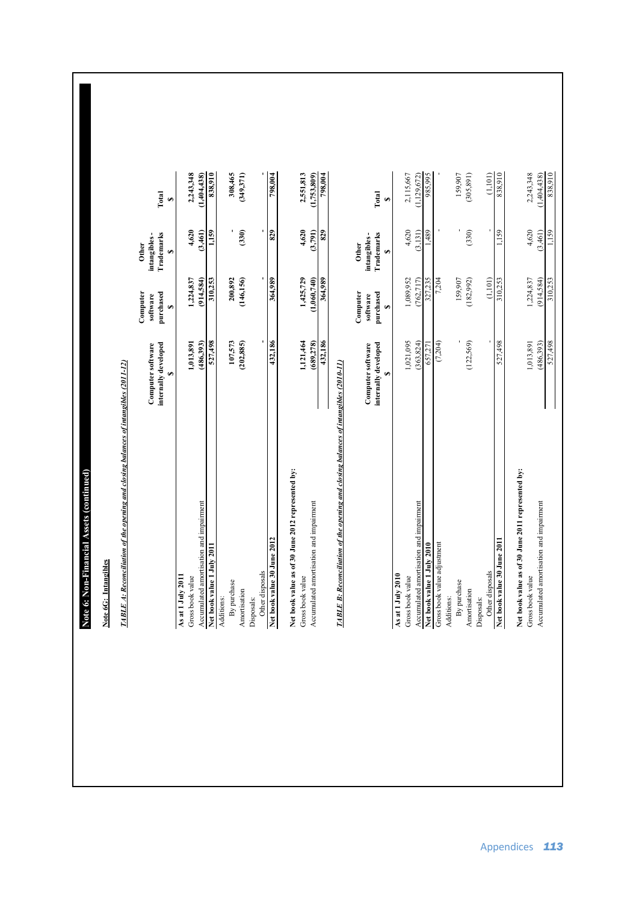## Note 6: Non-Financial Assets (continued)

### Note 6G: Intangibles

***TABLE A: Reconciliation of the opening and closing balances of intangibles (2011-12)***

| | Computer software internally developed | Computer software purchased | Other intangibles - Trademarks | Total |
|---|---|---|---|---|
| | $ | $ | $ | $ |
| **As at 1 July 2011** | | | | |
| Gross book value | 1,013,891 | 1,224,837 | 4,620 | 2,243,348 |
| Accumulated amortisation and impairment | (486,393) | (914,584) | (3,461) | (1,404,438) |
| **Net book value 1 July 2011** | 527,498 | 310,253 | 1,159 | 838,910 |
| Additions: | | | | |
| By purchase | 107,573 | 200,892 | - | 308,465 |
| Amortisation | (202,885) | (146,156) | (330) | (349,371) |
| Disposals: | | | | |
| Other disposals | - | - | - | - |
| **Net book value 30 June 2012** | 432,186 | 364,989 | 829 | 798,004 |
| | | | | |
| **Net book value as of 30 June 2012 represented by:** | | | | |
| Gross book value | 1,121,464 | 1,425,729 | 4,620 | 2,551,813 |
| Accumulated amortisation and impairment | (689,278) | (1,060,740) | (3,791) | (1,753,809) |
| | 432,186 | 364,989 | 829 | 798,004 |

***TABLE B: Reconciliation of the opening and closing balances of intangibles (2010-11)***

| | Computer software internally developed | Computer software purchased | Other intangibles - Trademarks | Total |
|---|---|---|---|---|
| | $ | $ | $ | $ |
| **As at 1 July 2010** | | | | |
| Gross book value | 1,021,095 | 1,089,952 | 4,620 | 2,115,667 |
| Accumulated amortisation and impairment | (363,824) | (762,717) | (3,131) | (1,129,672) |
| **Net book value 1 July 2010** | 657,271 | 327,235 | 1,489 | 985,995 |
| Gross book value adjustment | (7,204) | 7,204 | - | - |
| Additions: | | | | |
| By purchase | - | 159,907 | - | 159,907 |
| Amortisation | (122,569) | (182,992) | (330) | (305,891) |
| Disposals: | | | | |
| Other disposals | - | (1,101) | - | (1,101) |
| **Net book value 30 June 2011** | 527,498 | 310,253 | 1,159 | 838,910 |
| | | | | |
| **Net book value as of 30 June 2011 represented by:** | | | | |
| Gross book value | 1,013,891 | 1,224,837 | 4,620 | 2,243,348 |
| Accumulated amortisation and impairment | (486,393) | (914,584) | (3,461) | (1,404,438) |
| | 527,498 | 310,253 | 1,159 | 838,910 |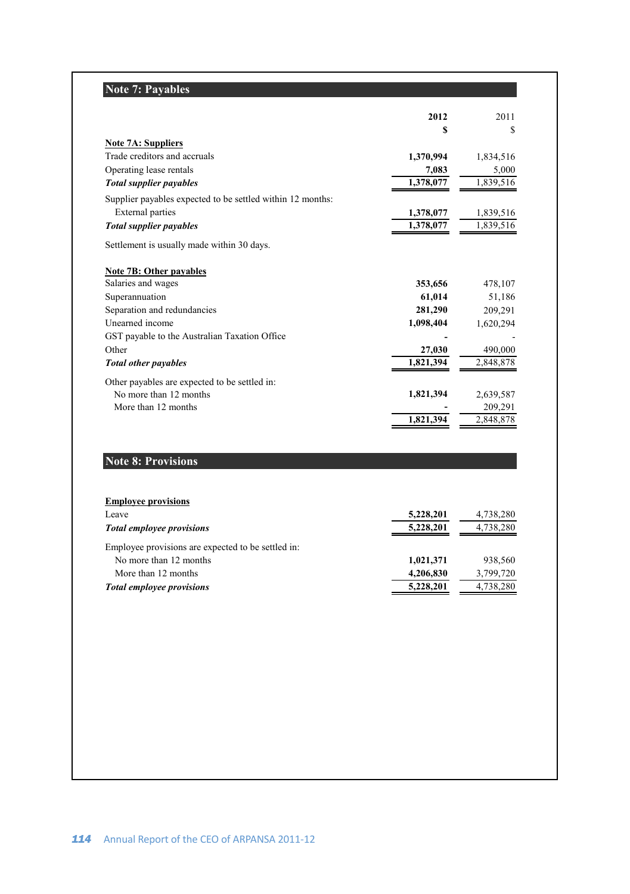## Note 7: Payables

| | 2012 | 2011 |
|---|---|---|
| | $ | $ |
| **Note 7A: Suppliers** | | |
| Trade creditors and accruals | **1,370,994** | 1,834,516 |
| Operating lease rentals | **7,083** | 5,000 |
| ***Total supplier payables*** | **1,378,077** | 1,839,516 |
| Supplier payables expected to be settled within 12 months: | | |
| External parties | **1,378,077** | 1,839,516 |
| ***Total supplier payables*** | **1,378,077** | 1,839,516 |

Settlement is usually made within 30 days.

| | 2012 | 2011 |
|---|---|---|
| **Note 7B: Other payables** | | |
| Salaries and wages | **353,656** | 478,107 |
| Superannuation | **61,014** | 51,186 |
| Separation and redundancies | **281,290** | 209,291 |
| Unearned income | **1,098,404** | 1,620,294 |
| GST payable to the Australian Taxation Office | **-** | - |
| Other | **27,030** | 490,000 |
| ***Total other payables*** | **1,821,394** | 2,848,878 |
| Other payables are expected to be settled in: | | |
| No more than 12 months | **1,821,394** | 2,639,587 |
| More than 12 months | **-** | 209,291 |
| | **1,821,394** | 2,848,878 |

## Note 8: Provisions

| | 2012 | 2011 |
|---|---|---|
| **Employee provisions** | | |
| Leave | **5,228,201** | 4,738,280 |
| ***Total employee provisions*** | **5,228,201** | 4,738,280 |
| Employee provisions are expected to be settled in: | | |
| No more than 12 months | **1,021,371** | 938,560 |
| More than 12 months | **4,206,830** | 3,799,720 |
| ***Total employee provisions*** | **5,228,201** | 4,738,280 |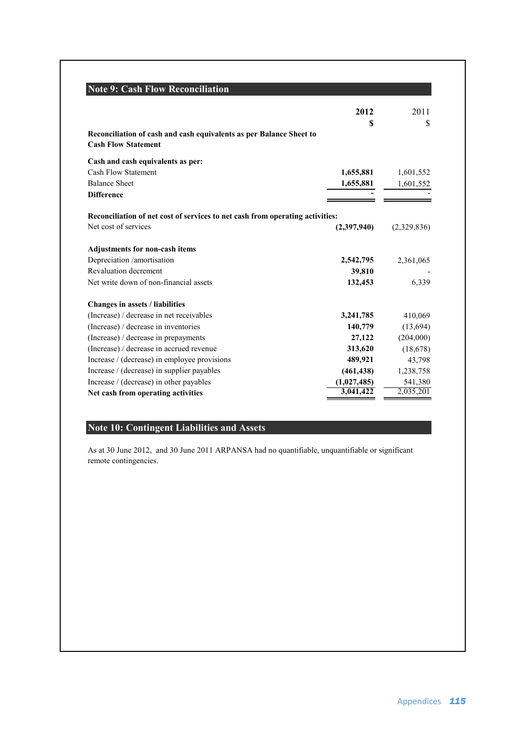## Note 9: Cash Flow Reconciliation

| | 2012 $ | 2011 $ |
|---|---|---|
| **Reconciliation of cash and cash equivalents as per Balance Sheet to Cash Flow Statement** | | |
| **Cash and cash equivalents as per:** | | |
| Cash Flow Statement | **1,655,881** | 1,601,552 |
| Balance Sheet | **1,655,881** | 1,601,552 |
| **Difference** | **-** | - |
| **Reconciliation of net cost of services to net cash from operating activities:** | | |
| Net cost of services | **(2,397,940)** | (2,329,836) |
| **Adjustments for non-cash items** | | |
| Depreciation /amortisation | **2,542,795** | 2,361,065 |
| Revaluation decrement | **39,810** | - |
| Net write down of non-financial assets | **132,453** | 6,339 |
| **Changes in assets / liabilities** | | |
| (Increase) / decrease in net receivables | **3,241,785** | 410,069 |
| (Increase) / decrease in inventories | **140,779** | (13,694) |
| (Increase) / decrease in prepayments | **27,122** | (204,000) |
| (Increase) / decrease in accrued revenue | **313,620** | (18,678) |
| Increase / (decrease) in employee provisions | **489,921** | 43,798 |
| Increase / (decrease) in supplier payables | **(461,438)** | 1,238,758 |
| Increase / (decrease) in other payables | **(1,027,485)** | 541,380 |
| **Net cash from operating activities** | **3,041,422** | 2,035,201 |

## Note 10: Contingent Liabilities and Assets

As at 30 June 2012, and 30 June 2011 ARPANSA had no quantifiable, unquantifiable or significant remote contingencies.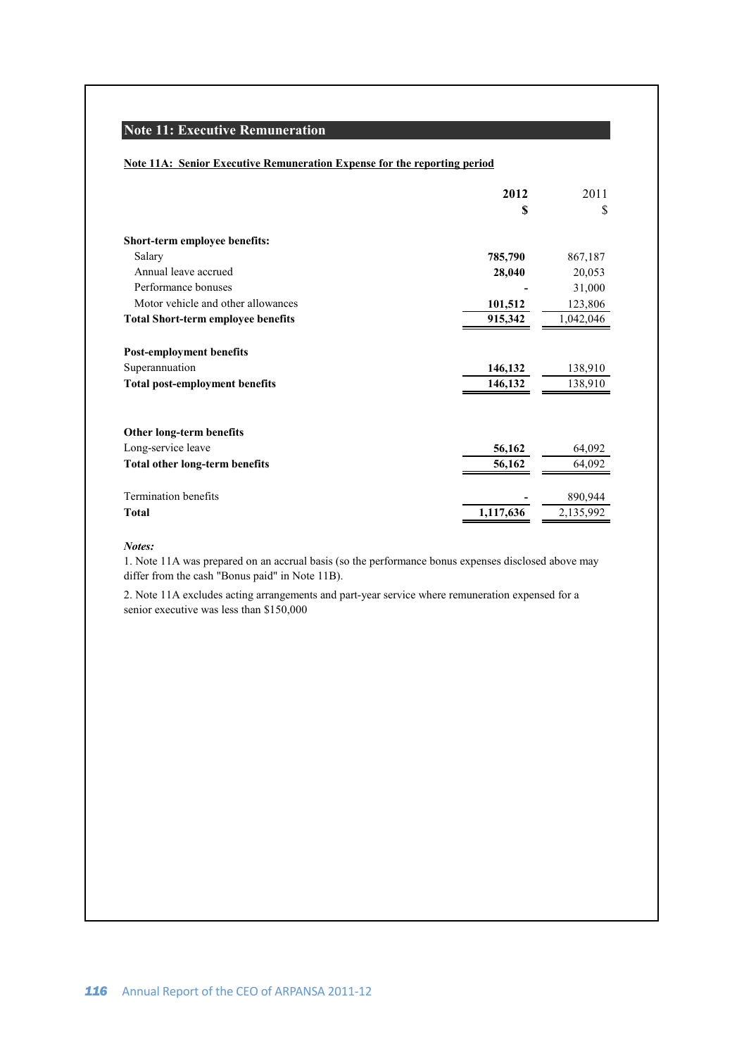## Note 11: Executive Remuneration

**Note 11A: Senior Executive Remuneration Expense for the reporting period**

| | **2012** | 2011 |
|---|---|---|
| | **$** | $ |
| **Short-term employee benefits:** | | |
| Salary | **785,790** | 867,187 |
| Annual leave accrued | **28,040** | 20,053 |
| Performance bonuses | **-** | 31,000 |
| Motor vehicle and other allowances | **101,512** | 123,806 |
| **Total Short-term employee benefits** | **915,342** | 1,042,046 |
| **Post-employment benefits** | | |
| Superannuation | **146,132** | 138,910 |
| **Total post-employment benefits** | **146,132** | 138,910 |
| **Other long-term benefits** | | |
| Long-service leave | **56,162** | 64,092 |
| **Total other long-term benefits** | **56,162** | 64,092 |
| Termination benefits | **-** | 890,944 |
| **Total** | **1,117,636** | 2,135,992 |

***Notes:***

1. Note 11A was prepared on an accrual basis (so the performance bonus expenses disclosed above may differ from the cash "Bonus paid" in Note 11B).

2. Note 11A excludes acting arrangements and part-year service where remuneration expensed for a senior executive was less than $150,000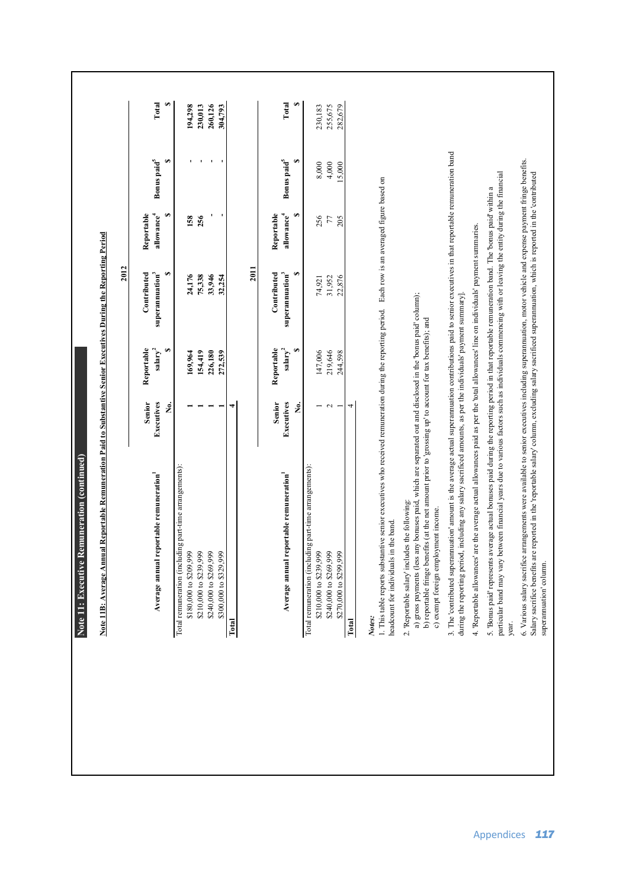## Note 11: Executive Remuneration (continued)

### Note 11B: Average Annual Reportable Remuneration Paid to Substantive Senior Executives During the Reporting Period

**2012**

| Average annual reportable remuneration[1] | Senior Executives No. | Reportable salary[2] $ | Contributed superannuation[3] $ | Reportable allowance[4] $ | Bonus paid[5] $ | Total $ |
|---|---|---|---|---|---|---|
| Total remuneration (including part-time arrangements): | | | | | | |
| $180,000 to $209,999 | 1 | 169,964 | 24,176 | 158 | - | 194,298 |
| $210,000 to $239,999 | 1 | 154,419 | 75,338 | 256 | - | 230,013 |
| $240,000 to $269,999 | 1 | 226,180 | 33,946 | - | - | 260,126 |
| $300,000 to $329,999 | 1 | 272,539 | 32,254 | - | - | 304,793 |
| **Total** | 4 | | | | | |

**2011**

| Average annual reportable remuneration[1] | Senior Executives No. | Reportable salary[2] $ | Contributed superannuation[3] $ | Reportable allowance[4] $ | Bonus paid[5] $ | Total $ |
|---|---|---|---|---|---|---|
| Total remuneration (including part-time arrangements): | | | | | | |
| $210,000 to $239,999 | 1 | 147,006 | 74,921 | 256 | 8,000 | 230,183 |
| $240,000 to $269,999 | 2 | 219,646 | 31,952 | 77 | 4,000 | 255,675 |
| $270,000 to $299,999 | 1 | 244,598 | 22,876 | 205 | 15,000 | 282,679 |
| **Total** | 4 | | | | | |

*Notes:*

1. This table reports substantive senior executives who received remuneration during the reporting period. Each row is an averaged figure based on headcount for individuals in the band.

2. 'Reportable salary' includes the following:
   a) gross payments (less any bonuses paid, which are separated out and disclosed in the 'bonus paid' column);
   b) reportable fringe benefits (at the net amount prior to 'grossing up' to account for tax benefits); and
   c) exempt foreign employment income.

3. The 'contributed superannuation' amount is the average actual superannuation contributions paid to senior executives in that reportable remuneration band during the reporting period, including any salary sacrificed amounts, as per the individuals' payment summary].

4. 'Reportable allowances' are the average actual allowances paid as per the 'total allowances' line on individuals' payment summaries.

5. 'Bonus paid' represents average actual bonuses paid during the reporting period in that reportable remuneration band. The 'bonus paid' within a particular band may vary between financial years due to various factors such as individuals commencing with or leaving the entity during the financial year.

6. Various salary sacrifice arrangements were available to senior executives including superannuation, motor vehicle and expense payment fringe benefits. Salary sacrifice benefits are reported in the 'reportable salary' column, excluding salary sacrificed superannuation, which is reported in the 'contributed superannuation' column.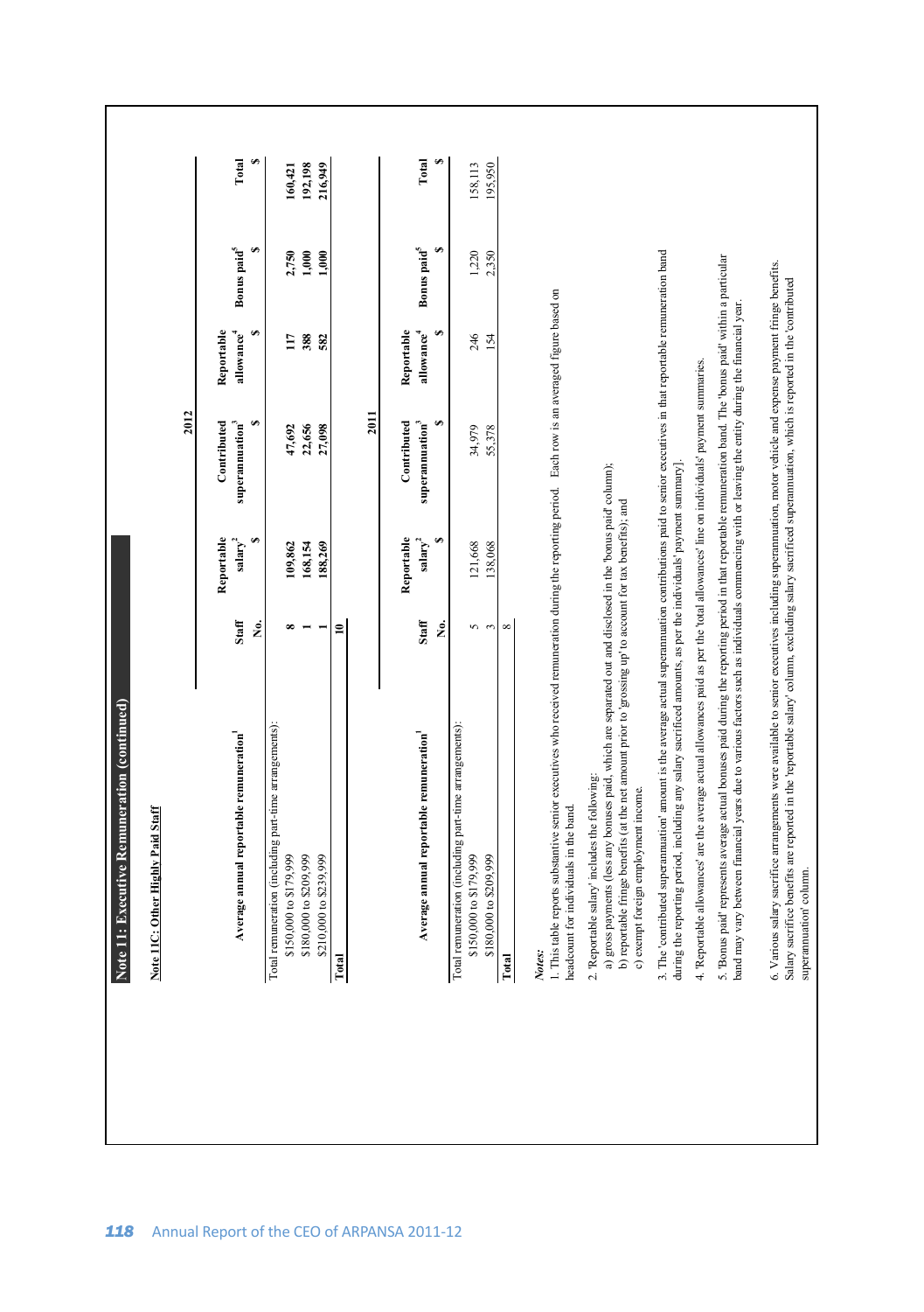## Note 11: Executive Remuneration (continued)

### Note 11C: Other Highly Paid Staff

| Average annual reportable remuneration[1] | Staff | Reportable salary[2] | Contributed superannuation[3] | Reportable allowance[4] | Bonus paid[5] | Total |
|---|---|---|---|---|---|---|
| | | **2012** | | | | |
| | No. | $ | $ | $ | $ | $ |
| Total remuneration (including part-time arrangements): | | | | | | |
| $150,000 to $179,999 | 8 | 109,862 | 47,692 | 117 | 2,750 | 160,421 |
| $180,000 to $209,999 | 1 | 168,154 | 22,656 | 388 | 1,000 | 192,198 |
| $210,000 to $239,999 | 1 | 188,269 | 27,098 | 582 | 1,000 | 216,949 |
| **Total** | **10** | | | | | |

| Average annual reportable remuneration[1] | Staff | Reportable salary[2] | Contributed superannuation[3] | Reportable allowance[4] | Bonus paid[5] | Total |
|---|---|---|---|---|---|---|
| | | **2011** | | | | |
| | No. | $ | $ | $ | $ | $ |
| Total remuneration (including part-time arrangements): | | | | | | |
| $150,000 to $179,999 | 5 | 121,668 | 34,979 | 246 | 1,220 | 158,113 |
| $180,000 to $209,999 | 3 | 138,068 | 55,378 | 154 | 2,350 | 195,950 |
| **Total** | **8** | | | | | |

*Notes:*

1. This table reports substantive senior executives who received remuneration during the reporting period. Each row is an averaged figure based on headcount for individuals in the band.

2. 'Reportable salary' includes the following:
   a) gross payments (less any bonuses paid, which are separated out and disclosed in the 'bonus paid' column);
   b) reportable fringe benefits (at the net amount prior to 'grossing up' to account for tax benefits); and
   c) exempt foreign employment income.

3. The 'contributed superannuation' amount is the average actual superannuation contributions paid to senior executives in that reportable remuneration band during the reporting period, including any salary sacrificed amounts, as per the individuals' payment summary].

4. 'Reportable allowances' are the average actual allowances paid as per the 'total allowances' line on individuals' payment summaries.

5. 'Bonus paid' represents average actual bonuses paid during the reporting period in that reportable remuneration band. The 'bonus paid' within a particular band may vary between financial years due to various factors such as individuals commencing with or leaving the entity during the financial year.

6. Various salary sacrifice arrangements were available to senior executives including superannuation, motor vehicle and expense payment fringe benefits. Salary sacrifice benefits are reported in the 'reportable salary' column, excluding salary sacrificed superannuation, which is reported in the 'contributed superannuation' column.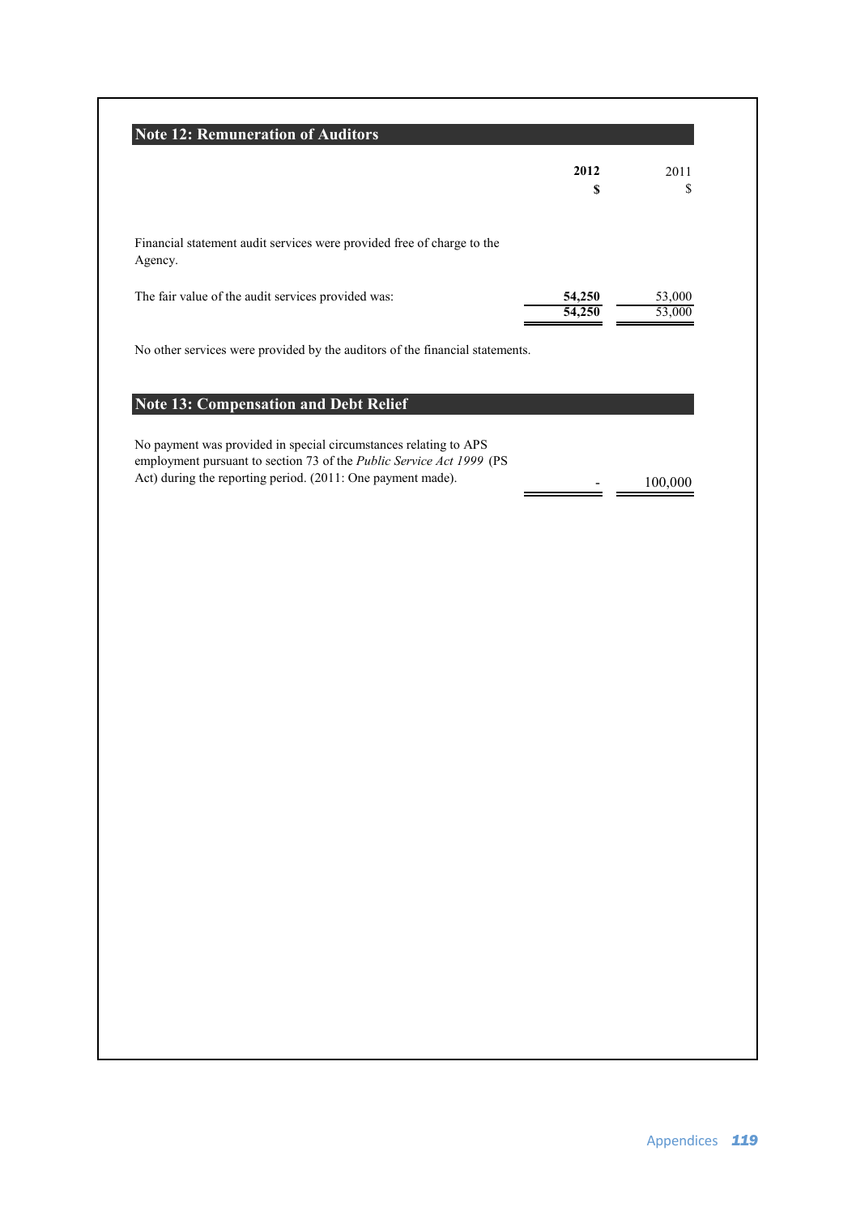## Note 12: Remuneration of Auditors

| | 2012 $ | 2011 $ |
|---|---|---|
| Financial statement audit services were provided free of charge to the Agency. | | |
| The fair value of the audit services provided was: | **54,250** | 53,000 |
| | **54,250** | 53,000 |

No other services were provided by the auditors of the financial statements.

## Note 13: Compensation and Debt Relief

| | 2012 $ | 2011 $ |
|---|---|---|
| No payment was provided in special circumstances relating to APS employment pursuant to section 73 of the *Public Service Act 1999* (PS Act) during the reporting period. (2011: One payment made). | - | 100,000 |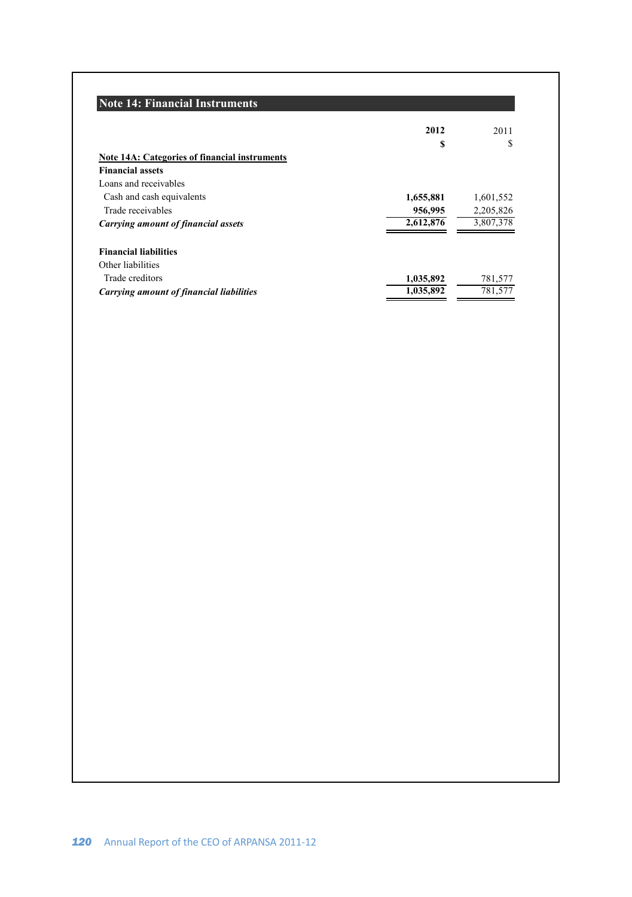## Note 14: Financial Instruments

| | 2012 | 2011 |
|---|---|---|
| | **$** | $ |
| **Note 14A: Categories of financial instruments** | | |
| **Financial assets** | | |
| Loans and receivables | | |
| Cash and cash equivalents | **1,655,881** | 1,601,552 |
| Trade receivables | **956,995** | 2,205,826 |
| ***Carrying amount of financial assets*** | **2,612,876** | 3,807,378 |
| | | |
| **Financial liabilities** | | |
| Other liabilities | | |
| Trade creditors | **1,035,892** | 781,577 |
| ***Carrying amount of financial liabilities*** | **1,035,892** | 781,577 |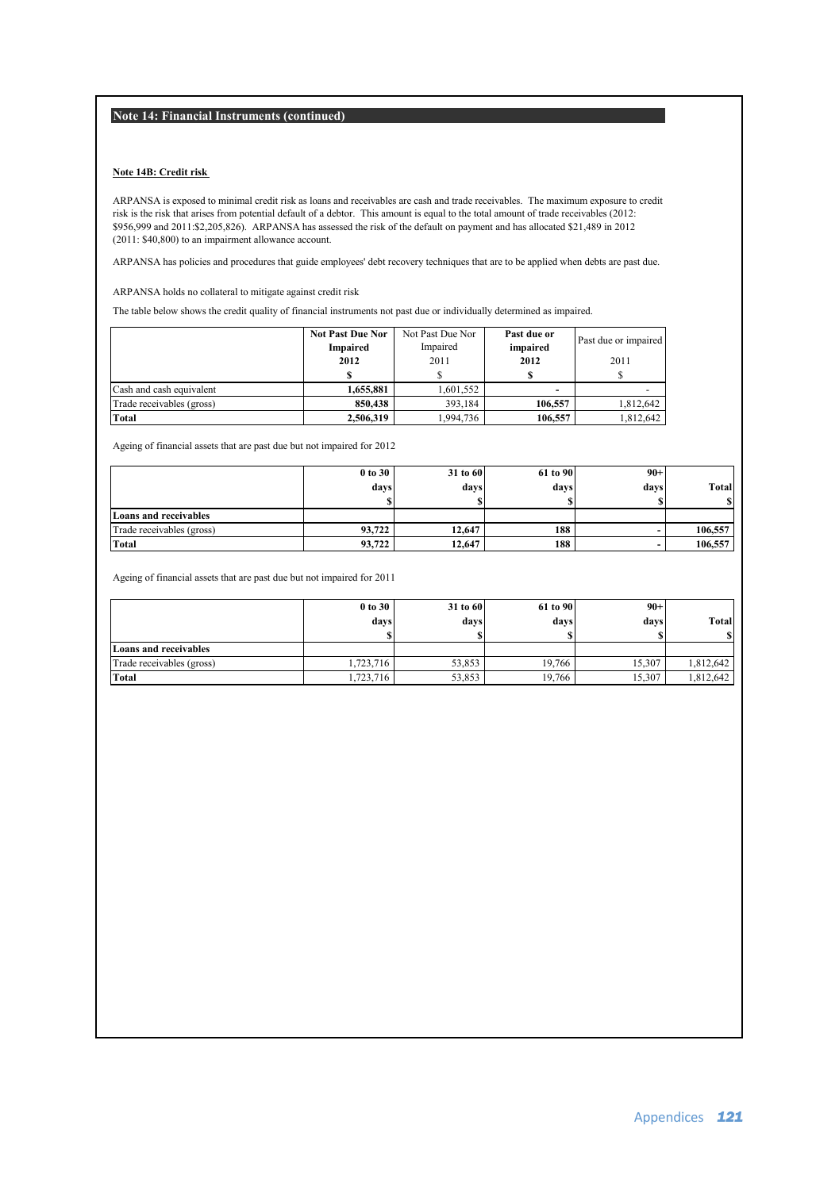## Note 14: Financial Instruments (continued)

### Note 14B: Credit risk

ARPANSA is exposed to minimal credit risk as loans and receivables are cash and trade receivables. The maximum exposure to credit risk is the risk that arises from potential default of a debtor. This amount is equal to the total amount of trade receivables (2012: $956,999 and 2011:$2,205,826). ARPANSA has assessed the risk of the default on payment and has allocated $21,489 in 2012 (2011: $40,800) to an impairment allowance account.

ARPANSA has policies and procedures that guide employees' debt recovery techniques that are to be applied when debts are past due.

ARPANSA holds no collateral to mitigate against credit risk

The table below shows the credit quality of financial instruments not past due or individually determined as impaired.

| | **Not Past Due Nor Impaired 2012** | Not Past Due Nor Impaired 2011 | **Past due or impaired 2012** | Past due or impaired 2011 |
|---|---|---|---|---|
| | **$** | $ | **$** | $ |
| Cash and cash equivalent | **1,655,881** | 1,601,552 | **-** | - |
| Trade receivables (gross) | **850,438** | 393,184 | **106,557** | 1,812,642 |
| **Total** | **2,506,319** | 1,994,736 | **106,557** | 1,812,642 |

Ageing of financial assets that are past due but not impaired for 2012

| | **0 to 30 days** | **31 to 60 days** | **61 to 90 days** | **90+ days** | **Total** |
|---|---|---|---|---|---|
| | **$** | **$** | **$** | **$** | **$** |
| **Loans and receivables** | | | | | |
| Trade receivables (gross) | **93,722** | **12,647** | **188** | **-** | **106,557** |
| **Total** | **93,722** | **12,647** | **188** | **-** | **106,557** |

Ageing of financial assets that are past due but not impaired for 2011

| | **0 to 30 days** | **31 to 60 days** | **61 to 90 days** | **90+ days** | **Total** |
|---|---|---|---|---|---|
| | **$** | **$** | **$** | **$** | **$** |
| **Loans and receivables** | | | | | |
| Trade receivables (gross) | 1,723,716 | 53,853 | 19,766 | 15,307 | 1,812,642 |
| **Total** | 1,723,716 | 53,853 | 19,766 | 15,307 | 1,812,642 |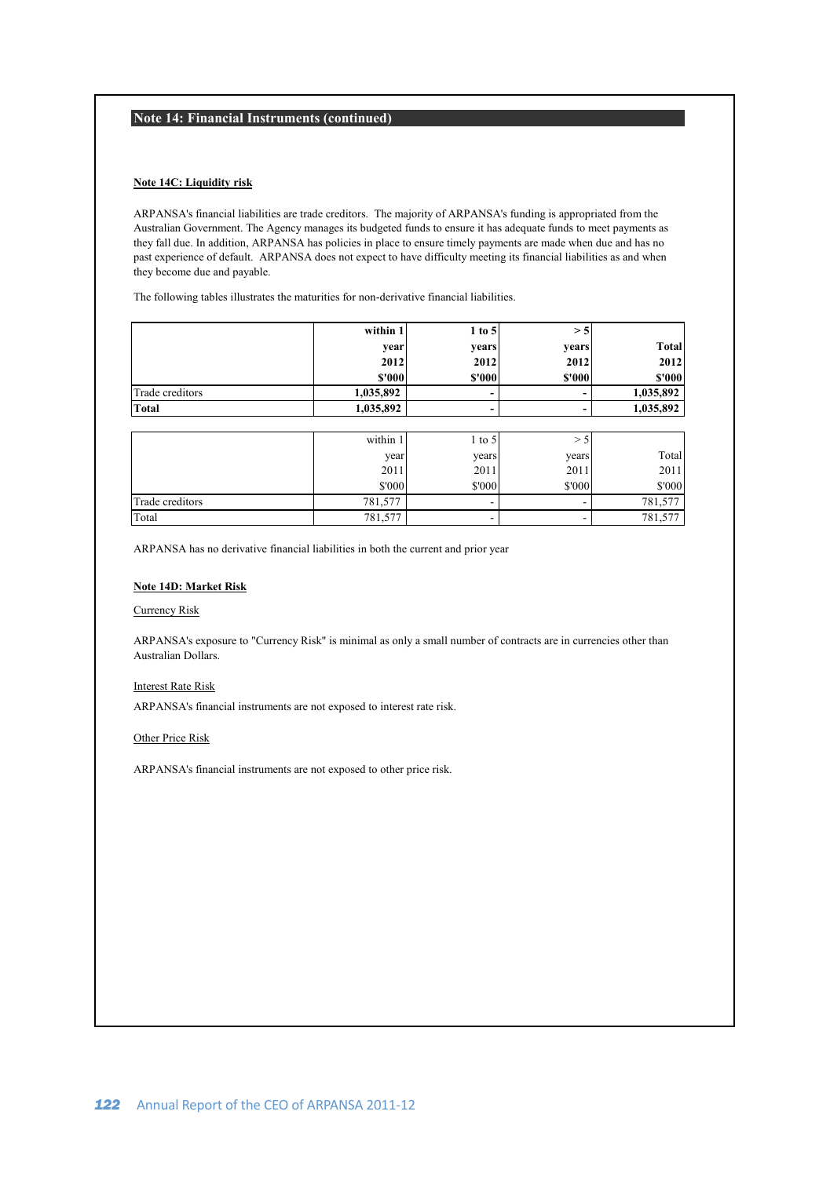## Note 14: Financial Instruments (continued)

**Note 14C: Liquidity risk**

ARPANSA's financial liabilities are trade creditors. The majority of ARPANSA's funding is appropriated from the Australian Government. The Agency manages its budgeted funds to ensure it has adequate funds to meet payments as they fall due. In addition, ARPANSA has policies in place to ensure timely payments are made when due and has no past experience of default. ARPANSA does not expect to have difficulty meeting its financial liabilities as and when they become due and payable.

The following tables illustrates the maturities for non-derivative financial liabilities.

| | within 1 year 2012 $'000 | 1 to 5 years 2012 $'000 | > 5 years 2012 $'000 | Total 2012 $'000 |
|---|---|---|---|---|
| Trade creditors | 1,035,892 | - | - | 1,035,892 |
| **Total** | **1,035,892** | **-** | **-** | **1,035,892** |

| | within 1 year 2011 $'000 | 1 to 5 years 2011 $'000 | > 5 years 2011 $'000 | Total 2011 $'000 |
|---|---|---|---|---|
| Trade creditors | 781,577 | - | - | 781,577 |
| Total | 781,577 | - | - | 781,577 |

ARPANSA has no derivative financial liabilities in both the current and prior year

**Note 14D: Market Risk**

Currency Risk

ARPANSA's exposure to "Currency Risk" is minimal as only a small number of contracts are in currencies other than Australian Dollars.

Interest Rate Risk

ARPANSA's financial instruments are not exposed to interest rate risk.

Other Price Risk

ARPANSA's financial instruments are not exposed to other price risk.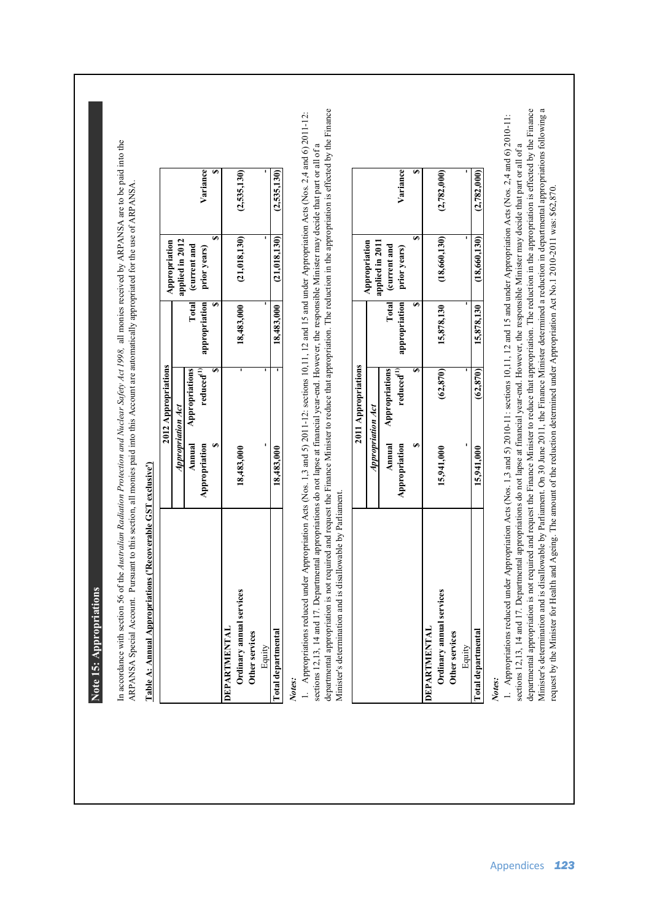## Note 15: Appropriations

In accordance with section 56 of the *Australian Radiation Protection and Nuclear Safety Act 1998*, all monies received by ARPANSA are to be paid into the ARPANSA Special Account. Pursuant to this section, all monies paid into this Account are automatically appropriated for the use of ARPANSA.

**Table A: Annual Appropriations ('Recoverable GST exclusive')**

| | 2012 Appropriations | | | | |
|---|---|---|---|---|---|
| | *Appropriation Act* | | | | |
| | Annual Appropriation | Appropriations reduced[1] | Total appropriation | Appropriation applied in 2012 (current and prior years) | Variance |
| | $ | $ | $ | $ | $ |
| **DEPARTMENTAL** | | | | | |
| **Ordinary annual services** | 18,483,000 | - | 18,483,000 | (21,018,130) | (2,535,130) |
| **Other services** | | | | | |
| Equity | - | - | - | - | - |
| **Total departmental** | 18,483,000 | - | 18,483,000 | (21,018,130) | (2,535,130) |

*Notes:*

1. Appropriations reduced under Appropriation Acts (Nos. 1,3 and 5) 2011-12: sections 10,11, 12 and 15 and under Appropriation Acts (Nos. 2,4 and 6) 2011-12: sections 12,13, 14 and 17. Departmental appropriations do not lapse at financial year-end. However, the responsible Minister may decide that part or all of a departmental appropriation is not required and request the Finance Minister to reduce that appropriation. The reduction in the appropriation is effected by the Finance Minister's determination and is disallowable by Parliament.

| | 2011 Appropriations | | | | |
|---|---|---|---|---|---|
| | *Appropriation Act* | | | | |
| | Annual Appropriation | Appropriations reduced[1] | Total appropriation | Appropriation applied in 2011 (current and prior years) | Variance |
| | $ | $ | $ | $ | $ |
| **DEPARTMENTAL** | | | | | |
| **Ordinary annual services** | 15,941,000 | (62,870) | 15,878,130 | (18,660,130) | (2,782,000) |
| **Other services** | | | | | |
| Equity | - | - | - | - | - |
| **Total departmental** | 15,941,000 | (62,870) | 15,878,130 | (18,660,130) | (2,782,000) |

*Notes:*

1. Appropriations reduced under Appropriation Acts (Nos. 1,3 and 5) 2010-11: sections 10,11, 12 and 15 and under Appropriation Acts (Nos. 2,4 and 6) 2010-11: sections 12,13, 14 and 17. Departmental appropriations do not lapse at financial year-end. However, the responsible Minister may decide that part or all of a departmental appropriation is not required and request the Finance Minister to reduce that appropriation. The reduction in the appropriation is effected by the Finance Minister's determination and is disallowable by Parliament. On 30 June 2011, the Finance Minister determined a reduction in departmental appropriations following a request by the Minister for Health and Ageing. The amount of the reduction determined under Appropriation Act No.1 2010-2011 was: $62,870.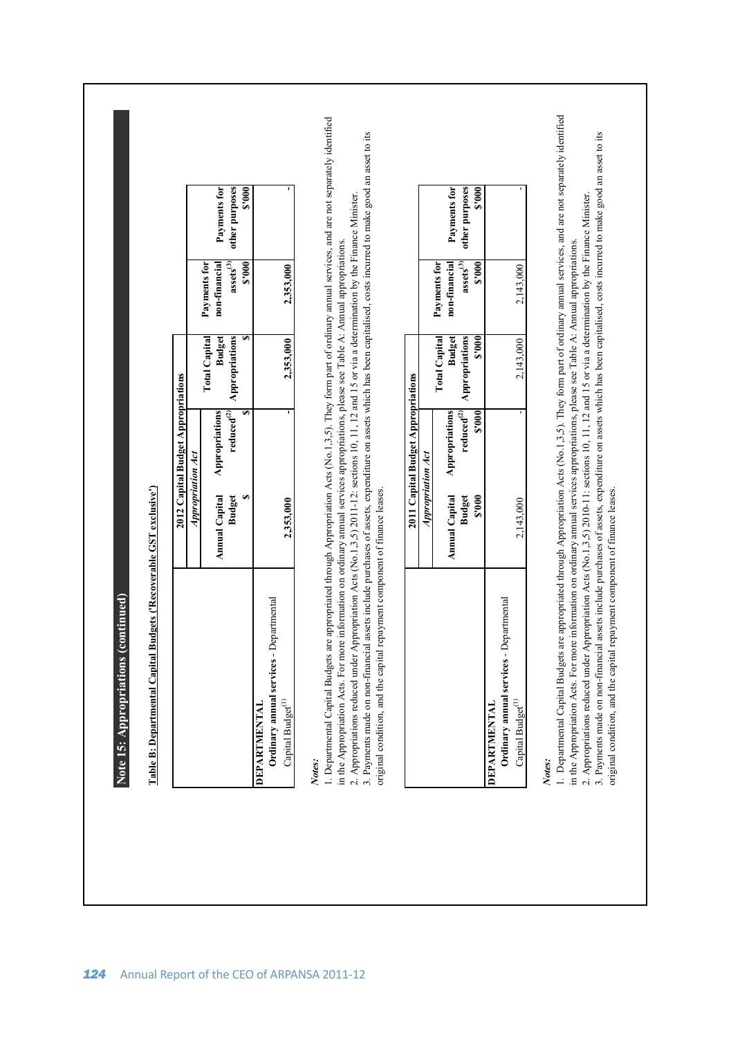## Note 15: Appropriations (continued)

**Table B: Departmental Capital Budgets ('Recoverable GST exclusive')**

| | 2012 Capital Budget Appropriations | | | Payments for non-financial assets[3] | Payments for other purposes |
|---|---|---|---|---|---|
| | *Appropriation Act* | | | | |
| | Annual Capital Budget | Appropriations reduced[2] | Total Capital Budget Appropriations | | |
| | $ | $ | $ | $'000 | $'000 |
| **DEPARTMENTAL** | | | | | |
| **Ordinary annual services** - Departmental Capital Budget[1] | 2,353,000 | - | 2,353,000 | 2,353,000 | - |

*Notes:*

1. Departmental Capital Budgets are appropriated through Appropriation Acts (No.1,3,5). They form part of ordinary annual services, and are not separately identified in the Appropriation Acts. For more information on ordinary annual services appropriations, please see Table A: Annual appropriations.
2. Appropriations reduced under Appropriation Acts (No.1,3,5) 2011-12: sections 10, 11, 12 and 15 or via a determination by the Finance Minister.
3. Payments made on non-financial assets include purchases of assets, expenditure on assets which has been capitalised, costs incurred to make good an asset to its original condition, and the capital repayment component of finance leases.

| | 2011 Capital Budget Appropriations | | | Payments for non-financial assets[3] | Payments for other purposes |
|---|---|---|---|---|---|
| | *Appropriation Act* | | | | |
| | Annual Capital Budget | Appropriations reduced[2] | Total Capital Budget Appropriations | | |
| | $'000 | $'000 | $'000 | $'000 | $'000 |
| **DEPARTMENTAL** | | | | | |
| **Ordinary annual services** - Departmental Capital Budget[1] | 2,143,000 | - | 2,143,000 | 2,143,000 | - |

*Notes:*

1. Departmental Capital Budgets are appropriated through Appropriation Acts (No.1,3,5). They form part of ordinary annual services, and are not separately identified in the Appropriation Acts. For more information on ordinary annual services appropriations, please see Table A: Annual appropriations.
2. Appropriations reduced under Appropriation Acts (No.1,3,5) 2010-11: sections 10, 11, 12 and 15 or via a determination by the Finance Minister.
3. Payments made on non-financial assets include purchases of assets, expenditure on assets which has been capitalised, costs incurred to make good an asset to its original condition, and the capital repayment component of finance leases.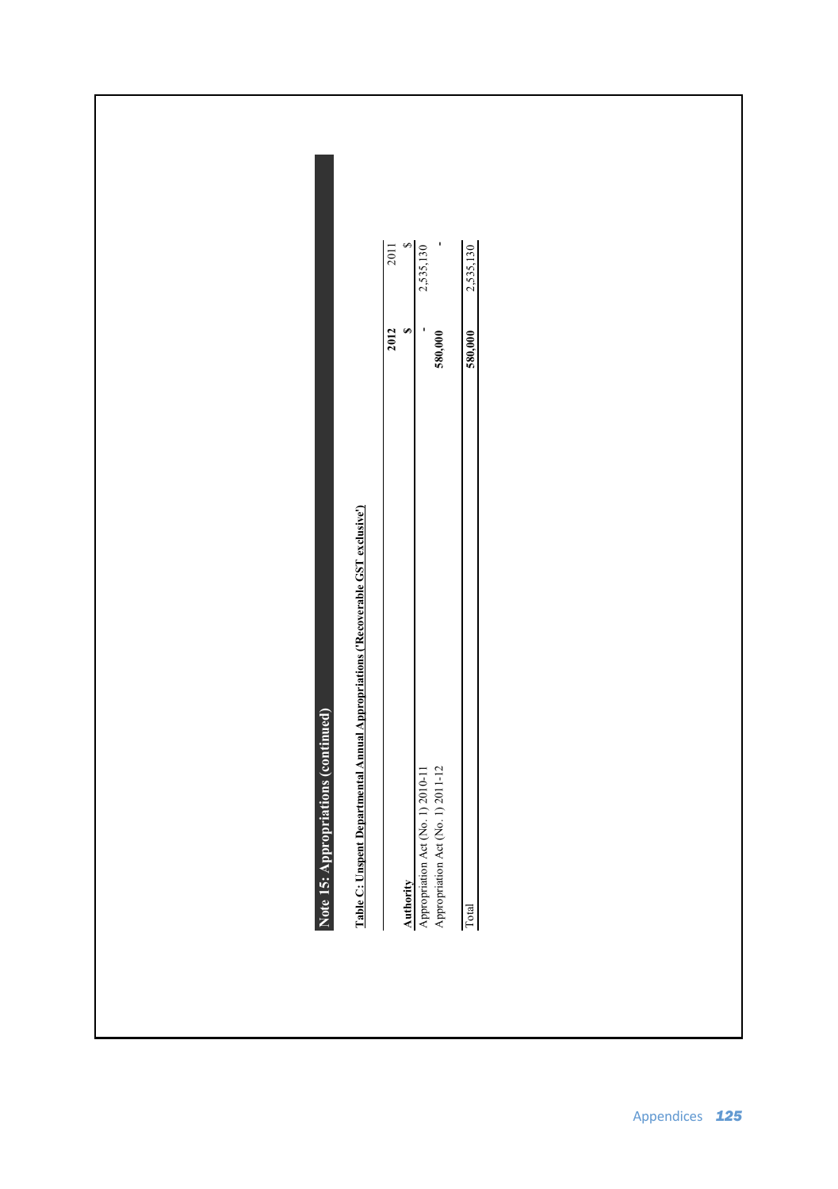## Note 15: Appropriations (continued)

**Table C: Unspent Departmental Annual Appropriations ('Recoverable GST exclusive')**

| Authority | 2012 $ | 2011 $ |
|---|---|---|
| Appropriation Act (No. 1) 2010-11 | - | 2,535,130 |
| Appropriation Act (No. 1) 2011-12 | **580,000** | - |
| Total | **580,000** | 2,535,130 |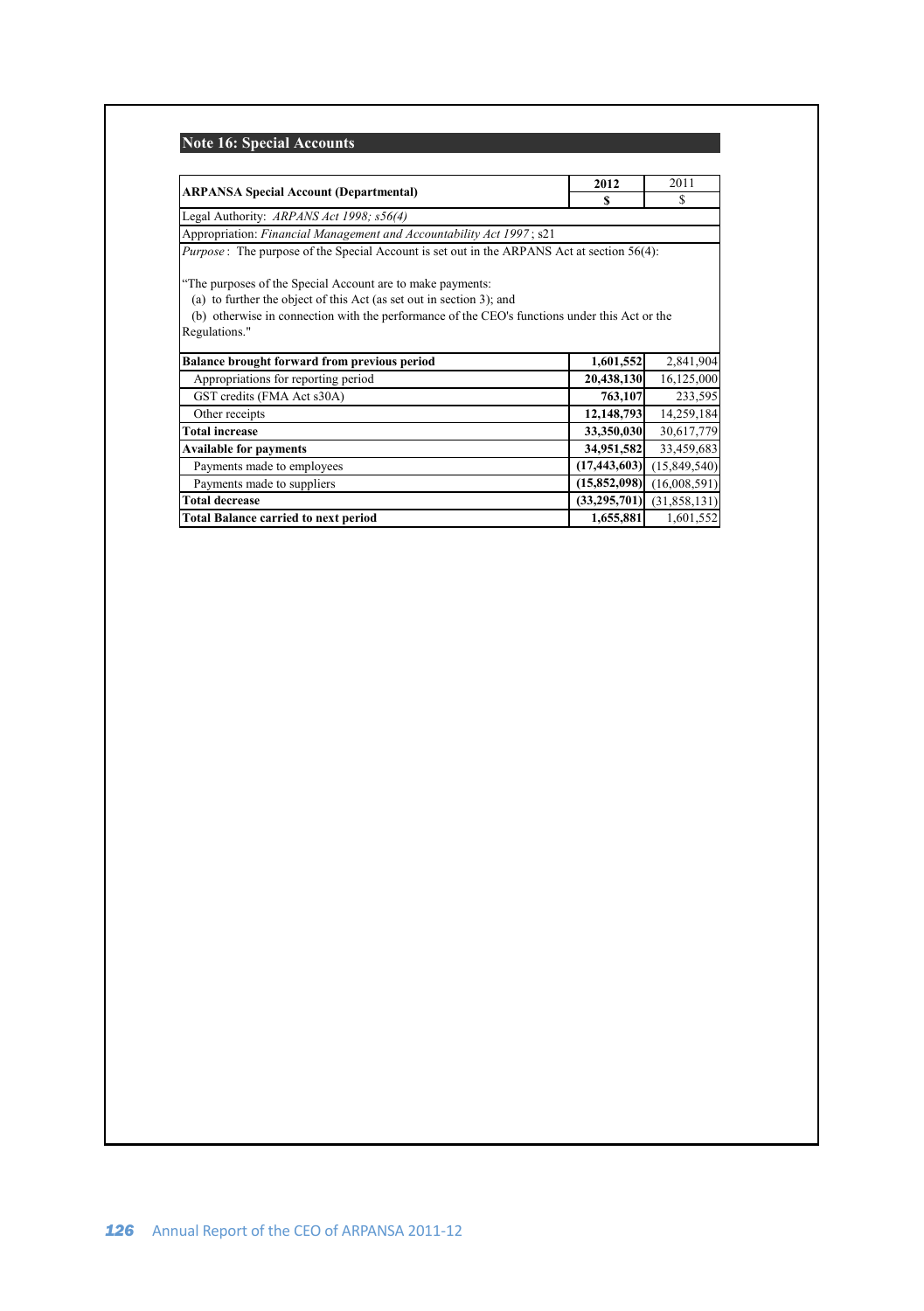## Note 16: Special Accounts

| ARPANSA Special Account (Departmental) | 2012 $ | 2011 $ |
|---|---|---|
| Legal Authority: *ARPANS Act 1998; s56(4)* | | |
| Appropriation: *Financial Management and Accountability Act 1997*; s21 | | |
| *Purpose*: The purpose of the Special Account is set out in the ARPANS Act at section 56(4): "The purposes of the Special Account are to make payments: (a) to further the object of this Act (as set out in section 3); and (b) otherwise in connection with the performance of the CEO's functions under this Act or the Regulations." | | |
| **Balance brought forward from previous period** | **1,601,552** | 2,841,904 |
| Appropriations for reporting period | **20,438,130** | 16,125,000 |
| GST credits (FMA Act s30A) | **763,107** | 233,595 |
| Other receipts | **12,148,793** | 14,259,184 |
| **Total increase** | **33,350,030** | 30,617,779 |
| **Available for payments** | **34,951,582** | 33,459,683 |
| Payments made to employees | **(17,443,603)** | (15,849,540) |
| Payments made to suppliers | **(15,852,098)** | (16,008,591) |
| **Total decrease** | **(33,295,701)** | (31,858,131) |
| **Total Balance carried to next period** | **1,655,881** | 1,601,552 |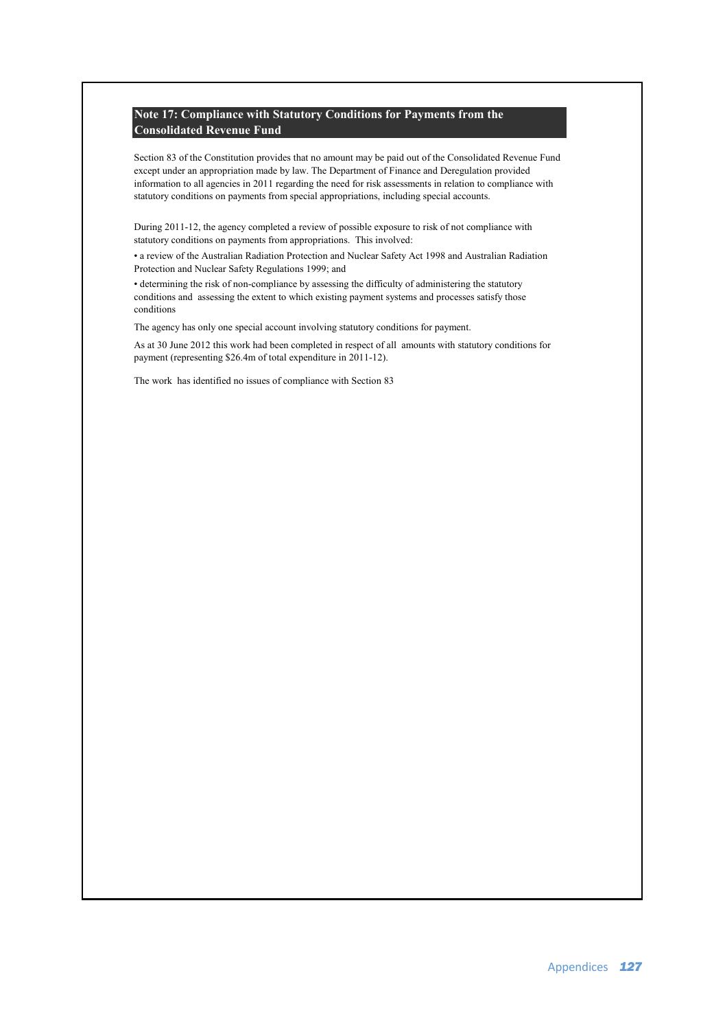## Note 17: Compliance with Statutory Conditions for Payments from the Consolidated Revenue Fund

Section 83 of the Constitution provides that no amount may be paid out of the Consolidated Revenue Fund except under an appropriation made by law. The Department of Finance and Deregulation provided information to all agencies in 2011 regarding the need for risk assessments in relation to compliance with statutory conditions on payments from special appropriations, including special accounts.

During 2011-12, the agency completed a review of possible exposure to risk of not compliance with statutory conditions on payments from appropriations. This involved:

• a review of the Australian Radiation Protection and Nuclear Safety Act 1998 and Australian Radiation Protection and Nuclear Safety Regulations 1999; and

• determining the risk of non-compliance by assessing the difficulty of administering the statutory conditions and assessing the extent to which existing payment systems and processes satisfy those conditions

The agency has only one special account involving statutory conditions for payment.

As at 30 June 2012 this work had been completed in respect of all amounts with statutory conditions for payment (representing $26.4m of total expenditure in 2011-12).

The work has identified no issues of compliance with Section 83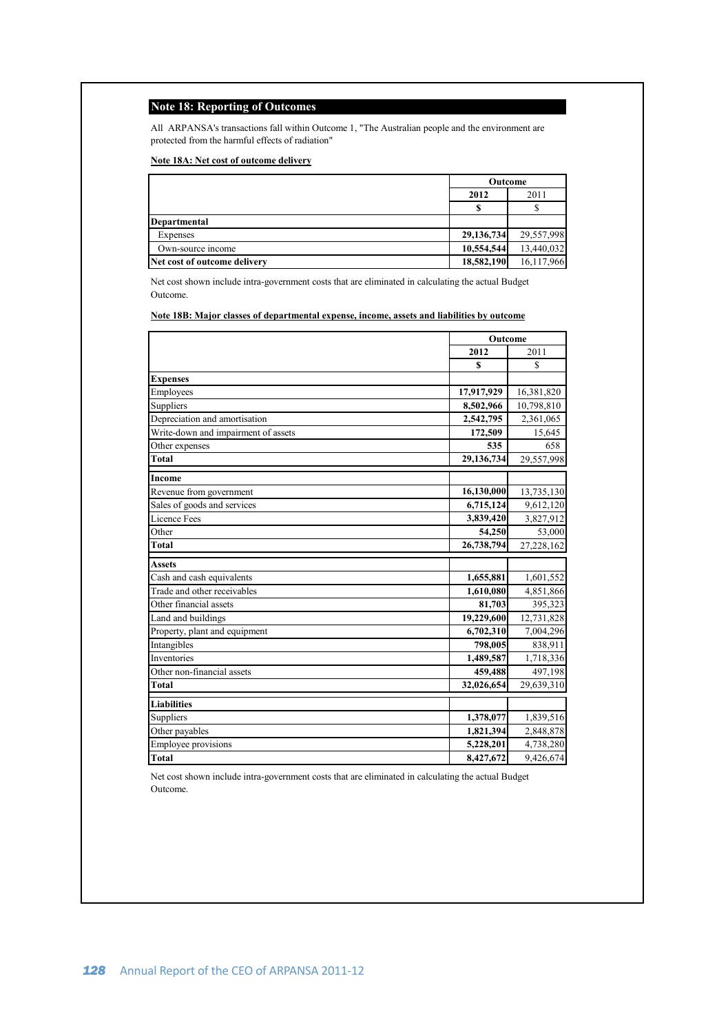## Note 18: Reporting of Outcomes

All ARPANSA's transactions fall within Outcome 1, "The Australian people and the environment are protected from the harmful effects of radiation"

### Note 18A: Net cost of outcome delivery

| | Outcome | |
|---|---|---|
| | **2012** | 2011 |
| | **$** | $ |
| **Departmental** | | |
| Expenses | **29,136,734** | 29,557,998 |
| Own-source income | **10,554,544** | 13,440,032 |
| **Net cost of outcome delivery** | **18,582,190** | 16,117,966 |

Net cost shown include intra-government costs that are eliminated in calculating the actual Budget Outcome.

### Note 18B: Major classes of departmental expense, income, assets and liabilities by outcome

| | Outcome | |
|---|---|---|
| | **2012** | 2011 |
| | **$** | $ |
| **Expenses** | | |
| Employees | **17,917,929** | 16,381,820 |
| Suppliers | **8,502,966** | 10,798,810 |
| Depreciation and amortisation | **2,542,795** | 2,361,065 |
| Write-down and impairment of assets | **172,509** | 15,645 |
| Other expenses | **535** | 658 |
| **Total** | **29,136,734** | 29,557,998 |
| **Income** | | |
| Revenue from government | **16,130,000** | 13,735,130 |
| Sales of goods and services | **6,715,124** | 9,612,120 |
| Licence Fees | **3,839,420** | 3,827,912 |
| Other | **54,250** | 53,000 |
| **Total** | **26,738,794** | 27,228,162 |
| **Assets** | | |
| Cash and cash equivalents | **1,655,881** | 1,601,552 |
| Trade and other receivables | **1,610,080** | 4,851,866 |
| Other financial assets | **81,703** | 395,323 |
| Land and buildings | **19,229,600** | 12,731,828 |
| Property, plant and equipment | **6,702,310** | 7,004,296 |
| Intangibles | **798,005** | 838,911 |
| Inventories | **1,489,587** | 1,718,336 |
| Other non-financial assets | **459,488** | 497,198 |
| **Total** | **32,026,654** | 29,639,310 |
| **Liabilities** | | |
| Suppliers | **1,378,077** | 1,839,516 |
| Other payables | **1,821,394** | 2,848,878 |
| Employee provisions | **5,228,201** | 4,738,280 |
| **Total** | **8,427,672** | 9,426,674 |

Net cost shown include intra-government costs that are eliminated in calculating the actual Budget Outcome.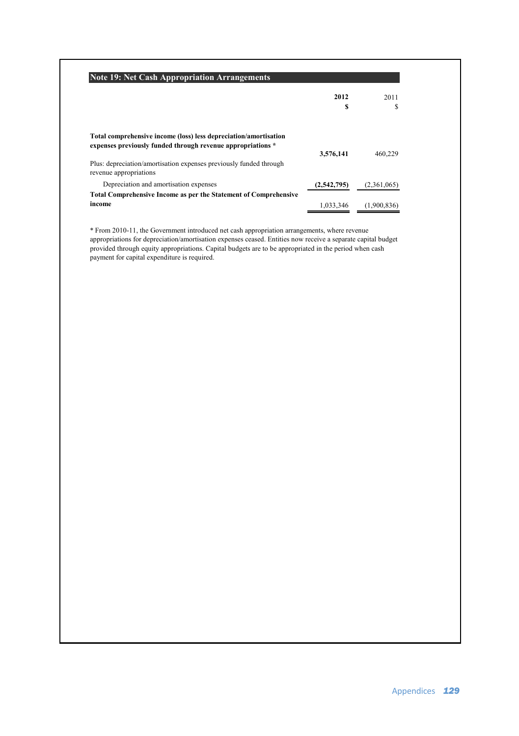## Note 19: Net Cash Appropriation Arrangements

| | 2012 $ | 2011 $ |
|---|---|---|
| **Total comprehensive income (loss) less depreciation/amortisation expenses previously funded through revenue appropriations \*** | **3,576,141** | 460,229 |
| Plus: depreciation/amortisation expenses previously funded through revenue appropriations | | |
| Depreciation and amortisation expenses | **(2,542,795)** | (2,361,065) |
| **Total Comprehensive Income as per the Statement of Comprehensive income** | 1,033,346 | (1,900,836) |

\* From 2010-11, the Government introduced net cash appropriation arrangements, where revenue appropriations for depreciation/amortisation expenses ceased. Entities now receive a separate capital budget provided through equity appropriations. Capital budgets are to be appropriated in the period when cash payment for capital expenditure is required.